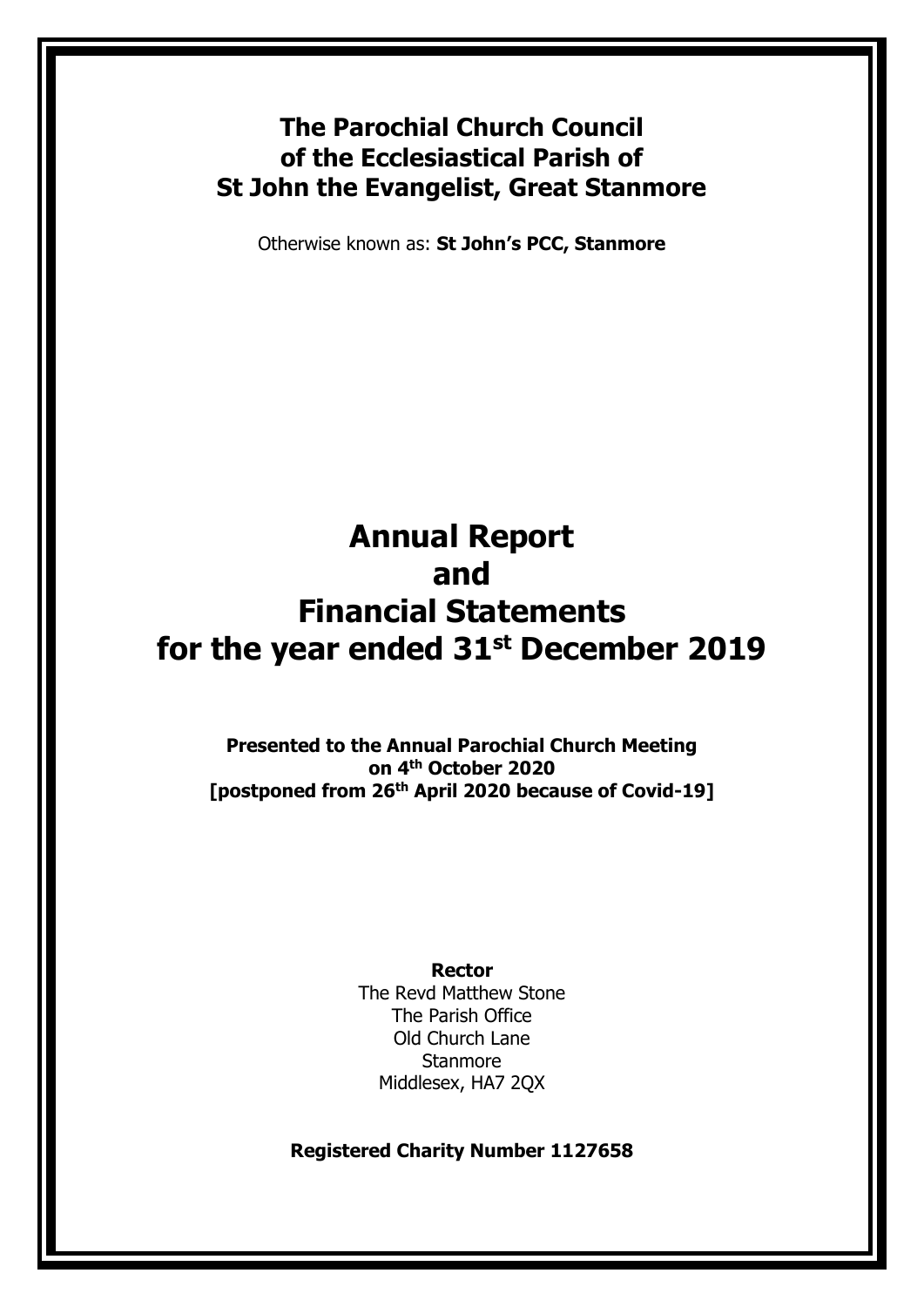# The Parochial Church Council of the Ecclesiastical Parish of St John the Evangelist, Great Stanmore

Otherwise known as: **St John's PCC, Stanmore**

# Annual Report and Financial Statements for the year ended 31st December 2019

**Presented to the Annual Parochial Church Meeting on 4th October 2020 [postponed from 26th April 2020 because of Covid-19]**

**Rector**
The Revd Matthew Stone
The Parish Office
Old Church Lane
Stanmore
Middlesex, HA7 2QX

**Registered Charity Number 1127658**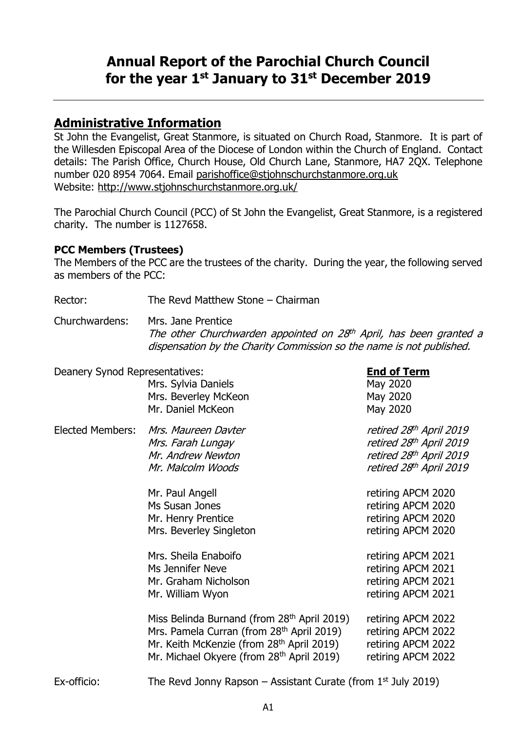# Annual Report of the Parochial Church Council for the year 1st January to 31st December 2019

## Administrative Information

St John the Evangelist, Great Stanmore, is situated on Church Road, Stanmore. It is part of the Willesden Episcopal Area of the Diocese of London within the Church of England. Contact details: The Parish Office, Church House, Old Church Lane, Stanmore, HA7 2QX. Telephone number 020 8954 7064. Email parishoffice@stjohnschurchstanmore.org.uk
Website: http://www.stjohnschurchstanmore.org.uk/

The Parochial Church Council (PCC) of St John the Evangelist, Great Stanmore, is a registered charity. The number is 1127658.

### PCC Members (Trustees)

The Members of the PCC are the trustees of the charity. During the year, the following served as members of the PCC:

Rector: The Revd Matthew Stone – Chairman

Churchwardens: Mrs. Jane Prentice
*The other Churchwarden appointed on 28th April, has been granted a dispensation by the Charity Commission so the name is not published.*

| | | **End of Term** |
|---|---|---|
| Deanery Synod Representatives: | Mrs. Sylvia Daniels | May 2020 |
| | Mrs. Beverley McKeon | May 2020 |
| | Mr. Daniel McKeon | May 2020 |
| Elected Members: | *Mrs. Maureen Davter* | *retired 28th April 2019* |
| | *Mrs. Farah Lungay* | *retired 28th April 2019* |
| | *Mr. Andrew Newton* | *retired 28th April 2019* |
| | *Mr. Malcolm Woods* | *retired 28th April 2019* |
| | Mr. Paul Angell | retiring APCM 2020 |
| | Ms Susan Jones | retiring APCM 2020 |
| | Mr. Henry Prentice | retiring APCM 2020 |
| | Mrs. Beverley Singleton | retiring APCM 2020 |
| | Mrs. Sheila Enaboifo | retiring APCM 2021 |
| | Ms Jennifer Neve | retiring APCM 2021 |
| | Mr. Graham Nicholson | retiring APCM 2021 |
| | Mr. William Wyon | retiring APCM 2021 |
| | Miss Belinda Burnand (from 28th April 2019) | retiring APCM 2022 |
| | Mrs. Pamela Curran (from 28th April 2019) | retiring APCM 2022 |
| | Mr. Keith McKenzie (from 28th April 2019) | retiring APCM 2022 |
| | Mr. Michael Okyere (from 28th April 2019) | retiring APCM 2022 |

Ex-officio: The Revd Jonny Rapson – Assistant Curate (from 1st July 2019)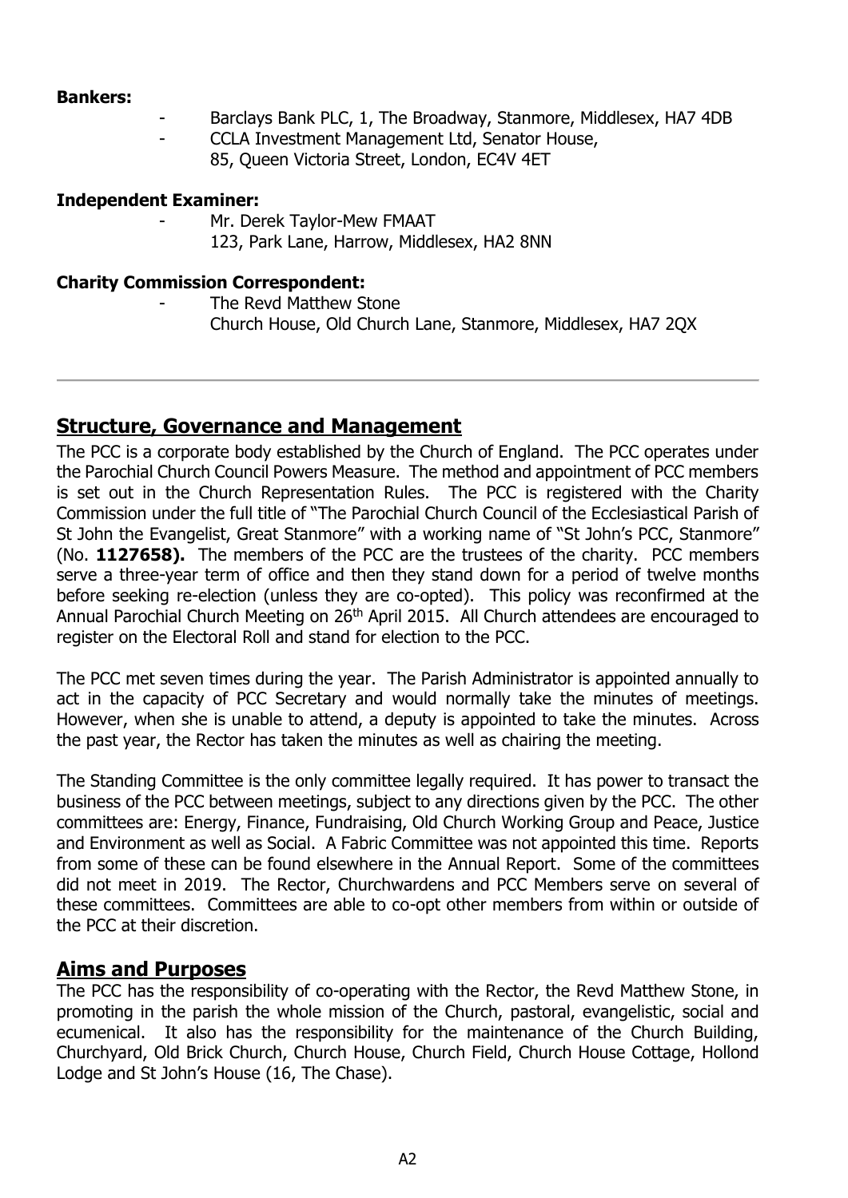**Bankers:**

- Barclays Bank PLC, 1, The Broadway, Stanmore, Middlesex, HA7 4DB
- CCLA Investment Management Ltd, Senator House, 85, Queen Victoria Street, London, EC4V 4ET

**Independent Examiner:**

- Mr. Derek Taylor-Mew FMAAT
  123, Park Lane, Harrow, Middlesex, HA2 8NN

**Charity Commission Correspondent:**

- The Revd Matthew Stone
  Church House, Old Church Lane, Stanmore, Middlesex, HA7 2QX

---

## Structure, Governance and Management

The PCC is a corporate body established by the Church of England. The PCC operates under the Parochial Church Council Powers Measure. The method and appointment of PCC members is set out in the Church Representation Rules. The PCC is registered with the Charity Commission under the full title of "The Parochial Church Council of the Ecclesiastical Parish of St John the Evangelist, Great Stanmore" with a working name of "St John's PCC, Stanmore" (No. **1127658).** The members of the PCC are the trustees of the charity. PCC members serve a three-year term of office and then they stand down for a period of twelve months before seeking re-election (unless they are co-opted). This policy was reconfirmed at the Annual Parochial Church Meeting on 26th April 2015. All Church attendees are encouraged to register on the Electoral Roll and stand for election to the PCC.

The PCC met seven times during the year. The Parish Administrator is appointed annually to act in the capacity of PCC Secretary and would normally take the minutes of meetings. However, when she is unable to attend, a deputy is appointed to take the minutes. Across the past year, the Rector has taken the minutes as well as chairing the meeting.

The Standing Committee is the only committee legally required. It has power to transact the business of the PCC between meetings, subject to any directions given by the PCC. The other committees are: Energy, Finance, Fundraising, Old Church Working Group and Peace, Justice and Environment as well as Social. A Fabric Committee was not appointed this time. Reports from some of these can be found elsewhere in the Annual Report. Some of the committees did not meet in 2019. The Rector, Churchwardens and PCC Members serve on several of these committees. Committees are able to co-opt other members from within or outside of the PCC at their discretion.

## Aims and Purposes

The PCC has the responsibility of co-operating with the Rector, the Revd Matthew Stone, in promoting in the parish the whole mission of the Church, pastoral, evangelistic, social and ecumenical. It also has the responsibility for the maintenance of the Church Building, Churchyard, Old Brick Church, Church House, Church Field, Church House Cottage, Hollond Lodge and St John's House (16, The Chase).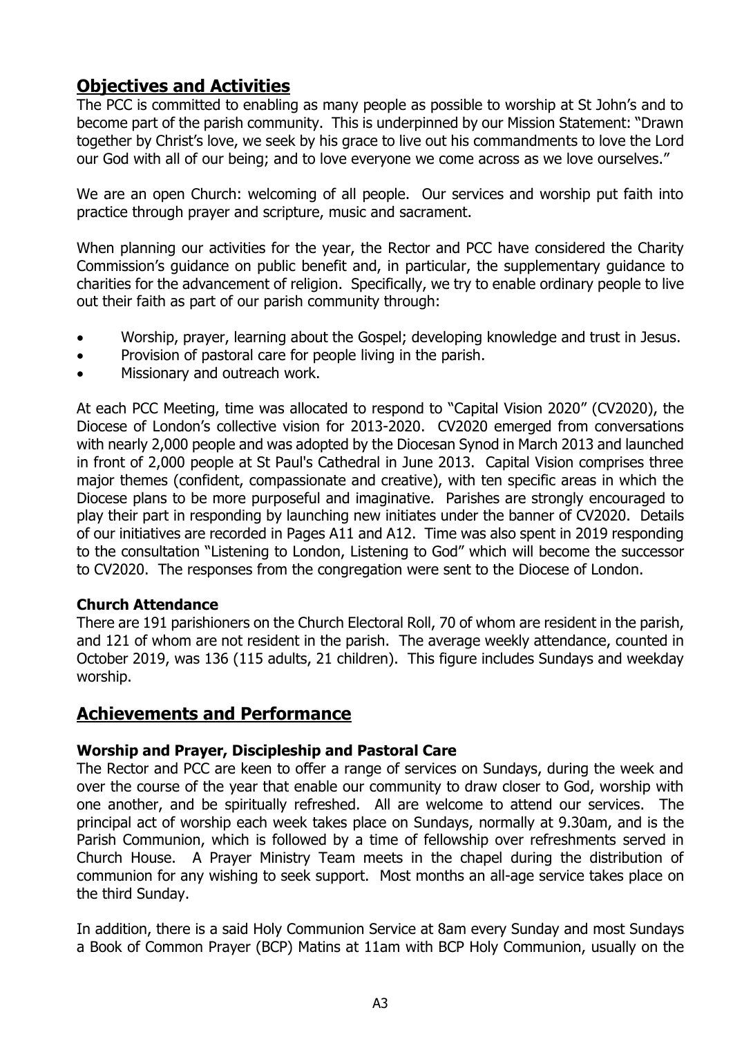## Objectives and Activities

The PCC is committed to enabling as many people as possible to worship at St John's and to become part of the parish community. This is underpinned by our Mission Statement: "Drawn together by Christ's love, we seek by his grace to live out his commandments to love the Lord our God with all of our being; and to love everyone we come across as we love ourselves."

We are an open Church: welcoming of all people. Our services and worship put faith into practice through prayer and scripture, music and sacrament.

When planning our activities for the year, the Rector and PCC have considered the Charity Commission's guidance on public benefit and, in particular, the supplementary guidance to charities for the advancement of religion. Specifically, we try to enable ordinary people to live out their faith as part of our parish community through:

- Worship, prayer, learning about the Gospel; developing knowledge and trust in Jesus.
- Provision of pastoral care for people living in the parish.
- Missionary and outreach work.

At each PCC Meeting, time was allocated to respond to "Capital Vision 2020" (CV2020), the Diocese of London's collective vision for 2013-2020. CV2020 emerged from conversations with nearly 2,000 people and was adopted by the Diocesan Synod in March 2013 and launched in front of 2,000 people at St Paul's Cathedral in June 2013. Capital Vision comprises three major themes (confident, compassionate and creative), with ten specific areas in which the Diocese plans to be more purposeful and imaginative. Parishes are strongly encouraged to play their part in responding by launching new initiates under the banner of CV2020. Details of our initiatives are recorded in Pages A11 and A12. Time was also spent in 2019 responding to the consultation "Listening to London, Listening to God" which will become the successor to CV2020. The responses from the congregation were sent to the Diocese of London.

### Church Attendance

There are 191 parishioners on the Church Electoral Roll, 70 of whom are resident in the parish, and 121 of whom are not resident in the parish. The average weekly attendance, counted in October 2019, was 136 (115 adults, 21 children). This figure includes Sundays and weekday worship.

## Achievements and Performance

### Worship and Prayer, Discipleship and Pastoral Care

The Rector and PCC are keen to offer a range of services on Sundays, during the week and over the course of the year that enable our community to draw closer to God, worship with one another, and be spiritually refreshed. All are welcome to attend our services. The principal act of worship each week takes place on Sundays, normally at 9.30am, and is the Parish Communion, which is followed by a time of fellowship over refreshments served in Church House. A Prayer Ministry Team meets in the chapel during the distribution of communion for any wishing to seek support. Most months an all-age service takes place on the third Sunday.

In addition, there is a said Holy Communion Service at 8am every Sunday and most Sundays a Book of Common Prayer (BCP) Matins at 11am with BCP Holy Communion, usually on the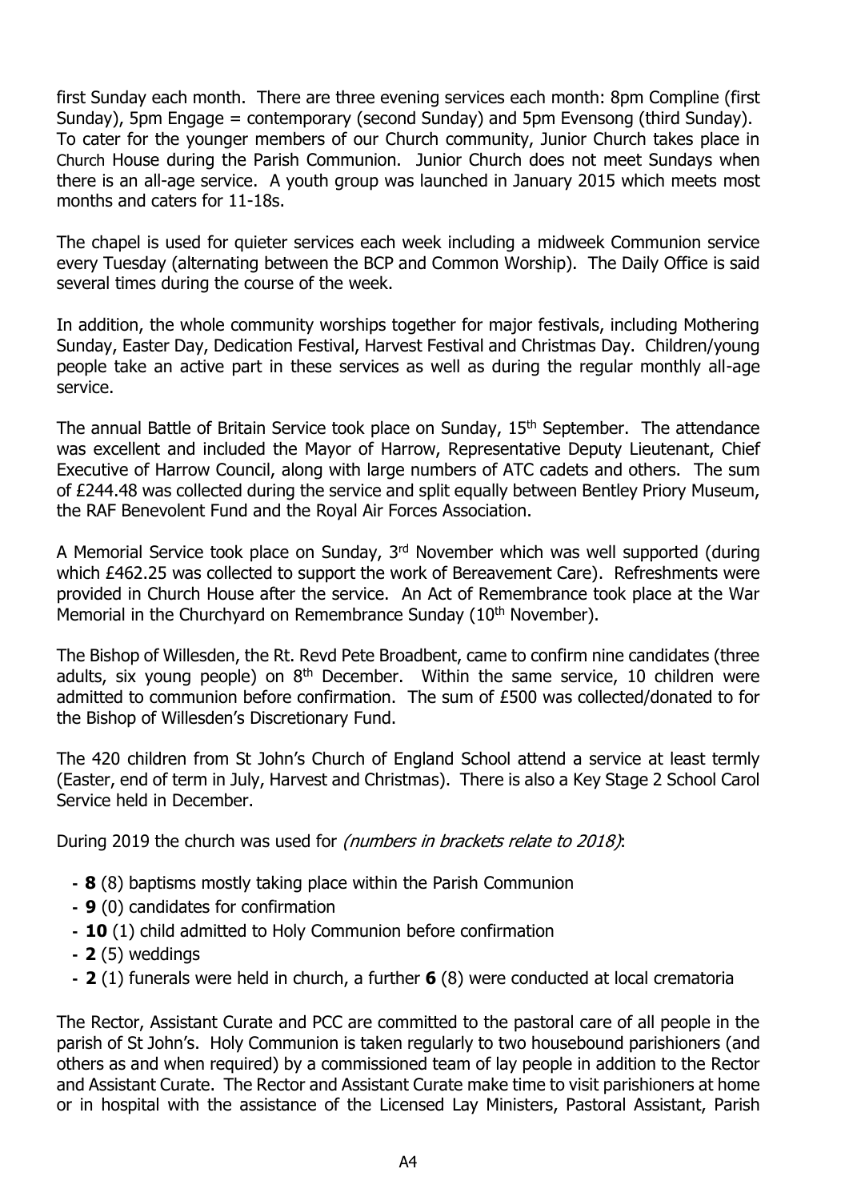first Sunday each month. There are three evening services each month: 8pm Compline (first Sunday), 5pm Engage = contemporary (second Sunday) and 5pm Evensong (third Sunday). To cater for the younger members of our Church community, Junior Church takes place in Church House during the Parish Communion. Junior Church does not meet Sundays when there is an all-age service. A youth group was launched in January 2015 which meets most months and caters for 11-18s.

The chapel is used for quieter services each week including a midweek Communion service every Tuesday (alternating between the BCP and Common Worship). The Daily Office is said several times during the course of the week.

In addition, the whole community worships together for major festivals, including Mothering Sunday, Easter Day, Dedication Festival, Harvest Festival and Christmas Day. Children/young people take an active part in these services as well as during the regular monthly all-age service.

The annual Battle of Britain Service took place on Sunday, 15th September. The attendance was excellent and included the Mayor of Harrow, Representative Deputy Lieutenant, Chief Executive of Harrow Council, along with large numbers of ATC cadets and others. The sum of £244.48 was collected during the service and split equally between Bentley Priory Museum, the RAF Benevolent Fund and the Royal Air Forces Association.

A Memorial Service took place on Sunday, 3rd November which was well supported (during which £462.25 was collected to support the work of Bereavement Care). Refreshments were provided in Church House after the service. An Act of Remembrance took place at the War Memorial in the Churchyard on Remembrance Sunday (10th November).

The Bishop of Willesden, the Rt. Revd Pete Broadbent, came to confirm nine candidates (three adults, six young people) on 8th December. Within the same service, 10 children were admitted to communion before confirmation. The sum of £500 was collected/donated to for the Bishop of Willesden's Discretionary Fund.

The 420 children from St John's Church of England School attend a service at least termly (Easter, end of term in July, Harvest and Christmas). There is also a Key Stage 2 School Carol Service held in December.

During 2019 the church was used for *(numbers in brackets relate to 2018)*:

- **8** (8) baptisms mostly taking place within the Parish Communion
- **9** (0) candidates for confirmation
- **10** (1) child admitted to Holy Communion before confirmation
- **2** (5) weddings
- **2** (1) funerals were held in church, a further **6** (8) were conducted at local crematoria

The Rector, Assistant Curate and PCC are committed to the pastoral care of all people in the parish of St John's. Holy Communion is taken regularly to two housebound parishioners (and others as and when required) by a commissioned team of lay people in addition to the Rector and Assistant Curate. The Rector and Assistant Curate make time to visit parishioners at home or in hospital with the assistance of the Licensed Lay Ministers, Pastoral Assistant, Parish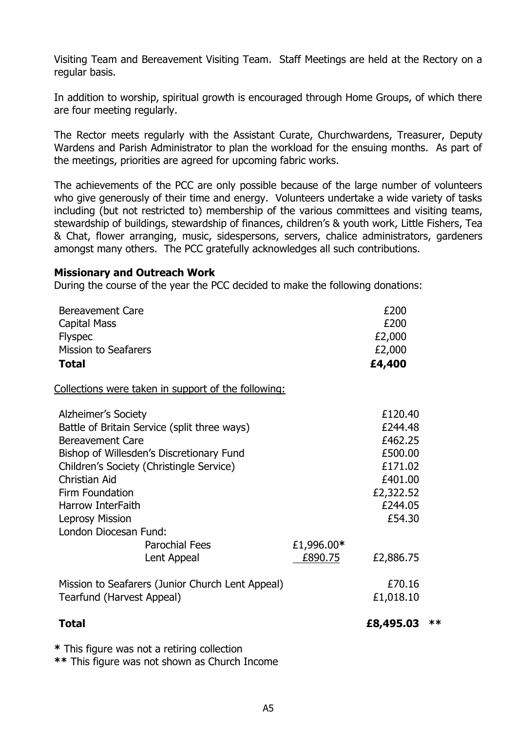Visiting Team and Bereavement Visiting Team. Staff Meetings are held at the Rectory on a regular basis.

In addition to worship, spiritual growth is encouraged through Home Groups, of which there are four meeting regularly.

The Rector meets regularly with the Assistant Curate, Churchwardens, Treasurer, Deputy Wardens and Parish Administrator to plan the workload for the ensuing months. As part of the meetings, priorities are agreed for upcoming fabric works.

The achievements of the PCC are only possible because of the large number of volunteers who give generously of their time and energy. Volunteers undertake a wide variety of tasks including (but not restricted to) membership of the various committees and visiting teams, stewardship of buildings, stewardship of finances, children's & youth work, Little Fishers, Tea & Chat, flower arranging, music, sidespersons, servers, chalice administrators, gardeners amongst many others. The PCC gratefully acknowledges all such contributions.

**Missionary and Outreach Work**

During the course of the year the PCC decided to make the following donations:

| | |
|---|---|
| Bereavement Care | £200 |
| Capital Mass | £200 |
| Flyspec | £2,000 |
| Mission to Seafarers | £2,000 |
| **Total** | **£4,400** |

Collections were taken in support of the following:

| | | | |
|---|---|---|---|
| Alzheimer's Society | | £120.40 | |
| Battle of Britain Service (split three ways) | | £244.48 | |
| Bereavement Care | | £462.25 | |
| Bishop of Willesden's Discretionary Fund | | £500.00 | |
| Children's Society (Christingle Service) | | £171.02 | |
| Christian Aid | | £401.00 | |
| Firm Foundation | | £2,322.52 | |
| Harrow InterFaith | | £244.05 | |
| Leprosy Mission | | £54.30 | |
| London Diocesan Fund: | | | |
| Parochial Fees | £1,996.00* | | |
| Lent Appeal | £890.75 | £2,886.75 | |
| Mission to Seafarers (Junior Church Lent Appeal) | | £70.16 | |
| Tearfund (Harvest Appeal) | | £1,018.10 | |
| **Total** | | **£8,495.03** | ** |

**\*** This figure was not a retiring collection

**\*\*** This figure was not shown as Church Income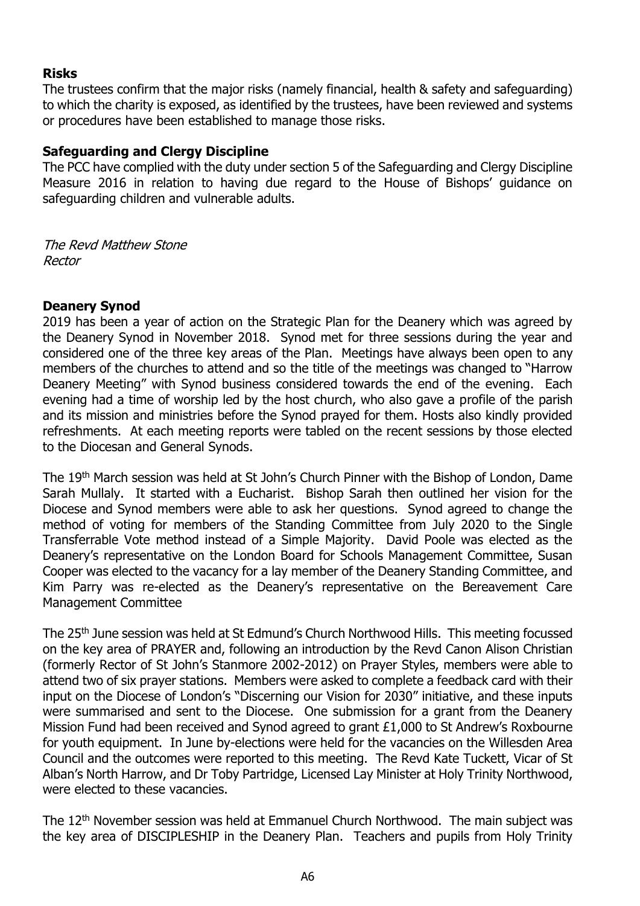**Risks**

The trustees confirm that the major risks (namely financial, health & safety and safeguarding) to which the charity is exposed, as identified by the trustees, have been reviewed and systems or procedures have been established to manage those risks.

**Safeguarding and Clergy Discipline**

The PCC have complied with the duty under section 5 of the Safeguarding and Clergy Discipline Measure 2016 in relation to having due regard to the House of Bishops' guidance on safeguarding children and vulnerable adults.

*The Revd Matthew Stone*
*Rector*

**Deanery Synod**

2019 has been a year of action on the Strategic Plan for the Deanery which was agreed by the Deanery Synod in November 2018. Synod met for three sessions during the year and considered one of the three key areas of the Plan. Meetings have always been open to any members of the churches to attend and so the title of the meetings was changed to "Harrow Deanery Meeting" with Synod business considered towards the end of the evening. Each evening had a time of worship led by the host church, who also gave a profile of the parish and its mission and ministries before the Synod prayed for them. Hosts also kindly provided refreshments. At each meeting reports were tabled on the recent sessions by those elected to the Diocesan and General Synods.

The 19th March session was held at St John's Church Pinner with the Bishop of London, Dame Sarah Mullaly. It started with a Eucharist. Bishop Sarah then outlined her vision for the Diocese and Synod members were able to ask her questions. Synod agreed to change the method of voting for members of the Standing Committee from July 2020 to the Single Transferrable Vote method instead of a Simple Majority. David Poole was elected as the Deanery's representative on the London Board for Schools Management Committee, Susan Cooper was elected to the vacancy for a lay member of the Deanery Standing Committee, and Kim Parry was re-elected as the Deanery's representative on the Bereavement Care Management Committee

The 25th June session was held at St Edmund's Church Northwood Hills. This meeting focussed on the key area of PRAYER and, following an introduction by the Revd Canon Alison Christian (formerly Rector of St John's Stanmore 2002-2012) on Prayer Styles, members were able to attend two of six prayer stations. Members were asked to complete a feedback card with their input on the Diocese of London's "Discerning our Vision for 2030" initiative, and these inputs were summarised and sent to the Diocese. One submission for a grant from the Deanery Mission Fund had been received and Synod agreed to grant £1,000 to St Andrew's Roxbourne for youth equipment. In June by-elections were held for the vacancies on the Willesden Area Council and the outcomes were reported to this meeting. The Revd Kate Tuckett, Vicar of St Alban's North Harrow, and Dr Toby Partridge, Licensed Lay Minister at Holy Trinity Northwood, were elected to these vacancies.

The 12th November session was held at Emmanuel Church Northwood. The main subject was the key area of DISCIPLESHIP in the Deanery Plan. Teachers and pupils from Holy Trinity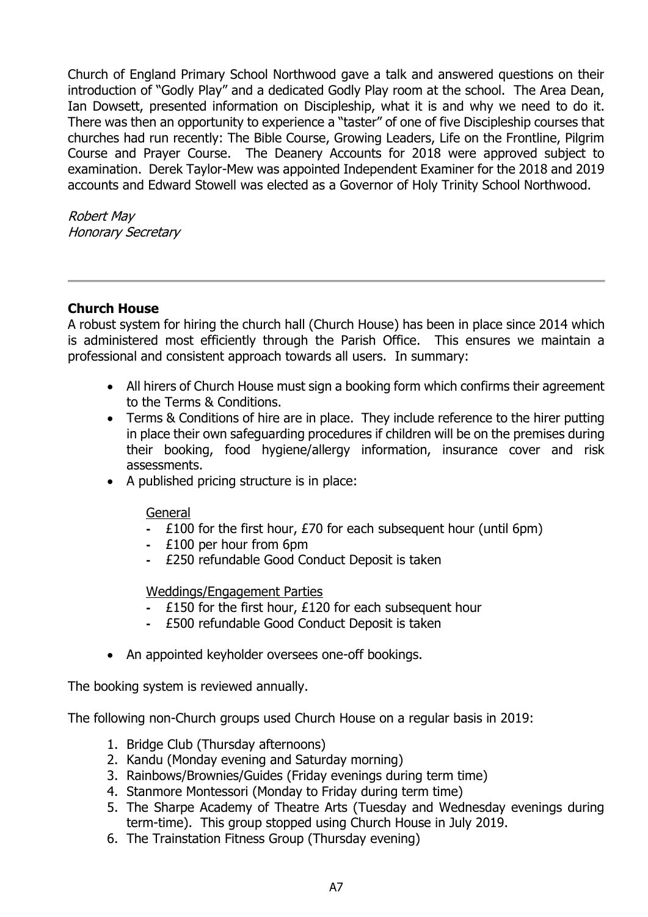Church of England Primary School Northwood gave a talk and answered questions on their introduction of "Godly Play" and a dedicated Godly Play room at the school. The Area Dean, Ian Dowsett, presented information on Discipleship, what it is and why we need to do it. There was then an opportunity to experience a "taster" of one of five Discipleship courses that churches had run recently: The Bible Course, Growing Leaders, Life on the Frontline, Pilgrim Course and Prayer Course. The Deanery Accounts for 2018 were approved subject to examination. Derek Taylor-Mew was appointed Independent Examiner for the 2018 and 2019 accounts and Edward Stowell was elected as a Governor of Holy Trinity School Northwood.

*Robert May*
*Honorary Secretary*

---

**Church House**

A robust system for hiring the church hall (Church House) has been in place since 2014 which is administered most efficiently through the Parish Office. This ensures we maintain a professional and consistent approach towards all users. In summary:

- All hirers of Church House must sign a booking form which confirms their agreement to the Terms & Conditions.
- Terms & Conditions of hire are in place. They include reference to the hirer putting in place their own safeguarding procedures if children will be on the premises during their booking, food hygiene/allergy information, insurance cover and risk assessments.
- A published pricing structure is in place:

  General
  - £100 for the first hour, £70 for each subsequent hour (until 6pm)
  - £100 per hour from 6pm
  - £250 refundable Good Conduct Deposit is taken

  Weddings/Engagement Parties
  - £150 for the first hour, £120 for each subsequent hour
  - £500 refundable Good Conduct Deposit is taken

- An appointed keyholder oversees one-off bookings.

The booking system is reviewed annually.

The following non-Church groups used Church House on a regular basis in 2019:

1. Bridge Club (Thursday afternoons)
2. Kandu (Monday evening and Saturday morning)
3. Rainbows/Brownies/Guides (Friday evenings during term time)
4. Stanmore Montessori (Monday to Friday during term time)
5. The Sharpe Academy of Theatre Arts (Tuesday and Wednesday evenings during term-time). This group stopped using Church House in July 2019.
6. The Trainstation Fitness Group (Thursday evening)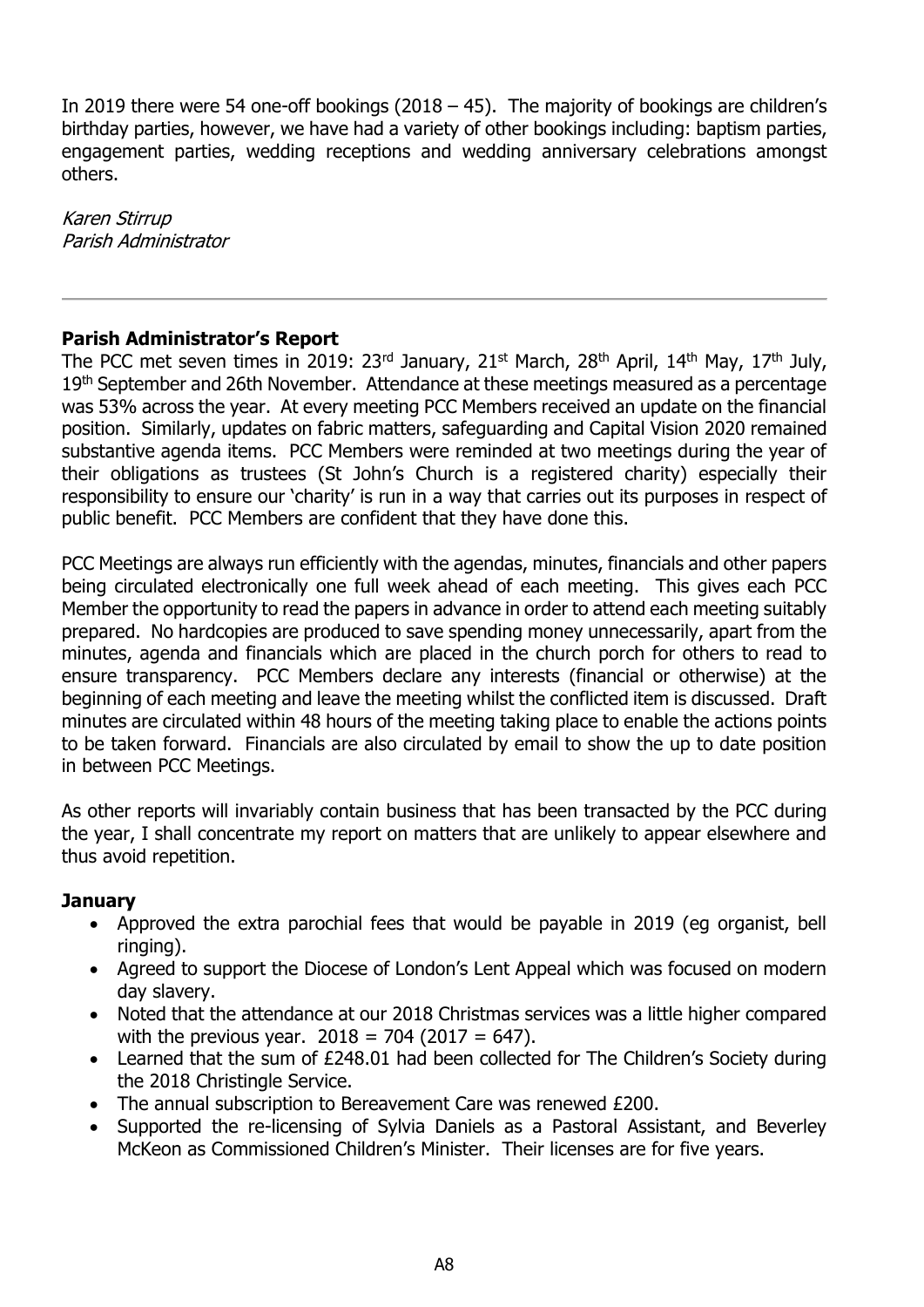In 2019 there were 54 one-off bookings (2018 – 45). The majority of bookings are children's birthday parties, however, we have had a variety of other bookings including: baptism parties, engagement parties, wedding receptions and wedding anniversary celebrations amongst others.

*Karen Stirrup*
*Parish Administrator*

---

**Parish Administrator's Report**

The PCC met seven times in 2019: 23rd January, 21st March, 28th April, 14th May, 17th July, 19th September and 26th November. Attendance at these meetings measured as a percentage was 53% across the year. At every meeting PCC Members received an update on the financial position. Similarly, updates on fabric matters, safeguarding and Capital Vision 2020 remained substantive agenda items. PCC Members were reminded at two meetings during the year of their obligations as trustees (St John's Church is a registered charity) especially their responsibility to ensure our 'charity' is run in a way that carries out its purposes in respect of public benefit. PCC Members are confident that they have done this.

PCC Meetings are always run efficiently with the agendas, minutes, financials and other papers being circulated electronically one full week ahead of each meeting. This gives each PCC Member the opportunity to read the papers in advance in order to attend each meeting suitably prepared. No hardcopies are produced to save spending money unnecessarily, apart from the minutes, agenda and financials which are placed in the church porch for others to read to ensure transparency. PCC Members declare any interests (financial or otherwise) at the beginning of each meeting and leave the meeting whilst the conflicted item is discussed. Draft minutes are circulated within 48 hours of the meeting taking place to enable the actions points to be taken forward. Financials are also circulated by email to show the up to date position in between PCC Meetings.

As other reports will invariably contain business that has been transacted by the PCC during the year, I shall concentrate my report on matters that are unlikely to appear elsewhere and thus avoid repetition.

**January**

- Approved the extra parochial fees that would be payable in 2019 (eg organist, bell ringing).
- Agreed to support the Diocese of London's Lent Appeal which was focused on modern day slavery.
- Noted that the attendance at our 2018 Christmas services was a little higher compared with the previous year. 2018 = 704 (2017 = 647).
- Learned that the sum of £248.01 had been collected for The Children's Society during the 2018 Christingle Service.
- The annual subscription to Bereavement Care was renewed £200.
- Supported the re-licensing of Sylvia Daniels as a Pastoral Assistant, and Beverley McKeon as Commissioned Children's Minister. Their licenses are for five years.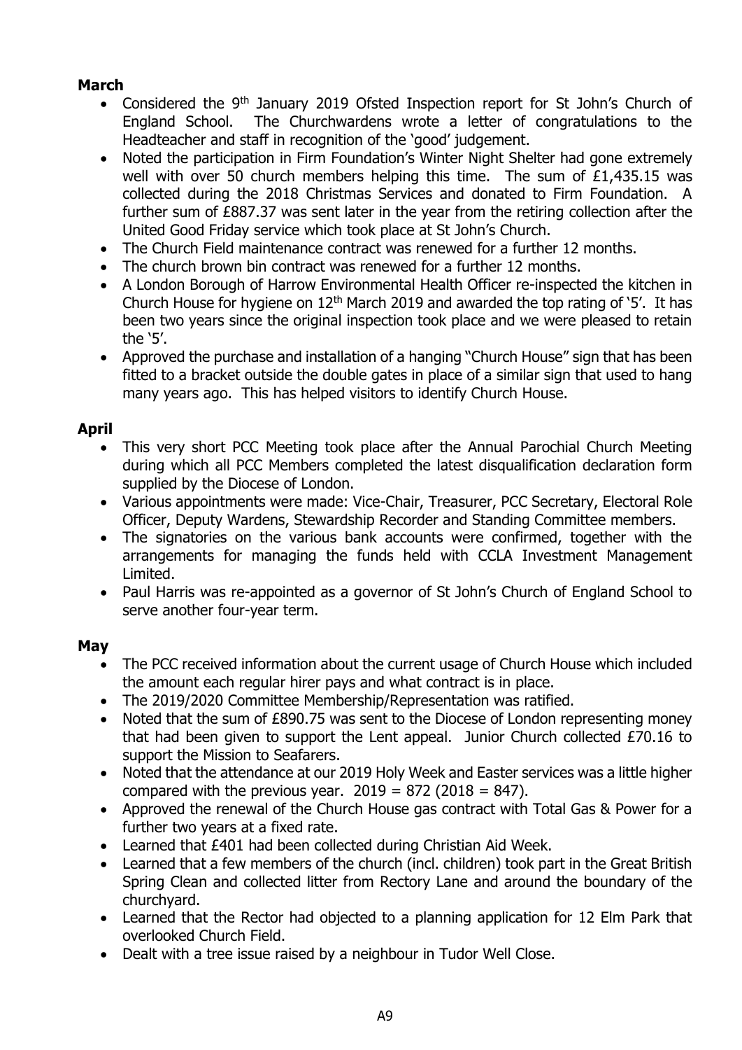**March**

- Considered the 9th January 2019 Ofsted Inspection report for St John's Church of England School. The Churchwardens wrote a letter of congratulations to the Headteacher and staff in recognition of the 'good' judgement.
- Noted the participation in Firm Foundation's Winter Night Shelter had gone extremely well with over 50 church members helping this time. The sum of £1,435.15 was collected during the 2018 Christmas Services and donated to Firm Foundation. A further sum of £887.37 was sent later in the year from the retiring collection after the United Good Friday service which took place at St John's Church.
- The Church Field maintenance contract was renewed for a further 12 months.
- The church brown bin contract was renewed for a further 12 months.
- A London Borough of Harrow Environmental Health Officer re-inspected the kitchen in Church House for hygiene on 12th March 2019 and awarded the top rating of '5'. It has been two years since the original inspection took place and we were pleased to retain the '5'.
- Approved the purchase and installation of a hanging "Church House" sign that has been fitted to a bracket outside the double gates in place of a similar sign that used to hang many years ago. This has helped visitors to identify Church House.

**April**

- This very short PCC Meeting took place after the Annual Parochial Church Meeting during which all PCC Members completed the latest disqualification declaration form supplied by the Diocese of London.
- Various appointments were made: Vice-Chair, Treasurer, PCC Secretary, Electoral Role Officer, Deputy Wardens, Stewardship Recorder and Standing Committee members.
- The signatories on the various bank accounts were confirmed, together with the arrangements for managing the funds held with CCLA Investment Management Limited.
- Paul Harris was re-appointed as a governor of St John's Church of England School to serve another four-year term.

**May**

- The PCC received information about the current usage of Church House which included the amount each regular hirer pays and what contract is in place.
- The 2019/2020 Committee Membership/Representation was ratified.
- Noted that the sum of £890.75 was sent to the Diocese of London representing money that had been given to support the Lent appeal. Junior Church collected £70.16 to support the Mission to Seafarers.
- Noted that the attendance at our 2019 Holy Week and Easter services was a little higher compared with the previous year. 2019 = 872 (2018 = 847).
- Approved the renewal of the Church House gas contract with Total Gas & Power for a further two years at a fixed rate.
- Learned that £401 had been collected during Christian Aid Week.
- Learned that a few members of the church (incl. children) took part in the Great British Spring Clean and collected litter from Rectory Lane and around the boundary of the churchyard.
- Learned that the Rector had objected to a planning application for 12 Elm Park that overlooked Church Field.
- Dealt with a tree issue raised by a neighbour in Tudor Well Close.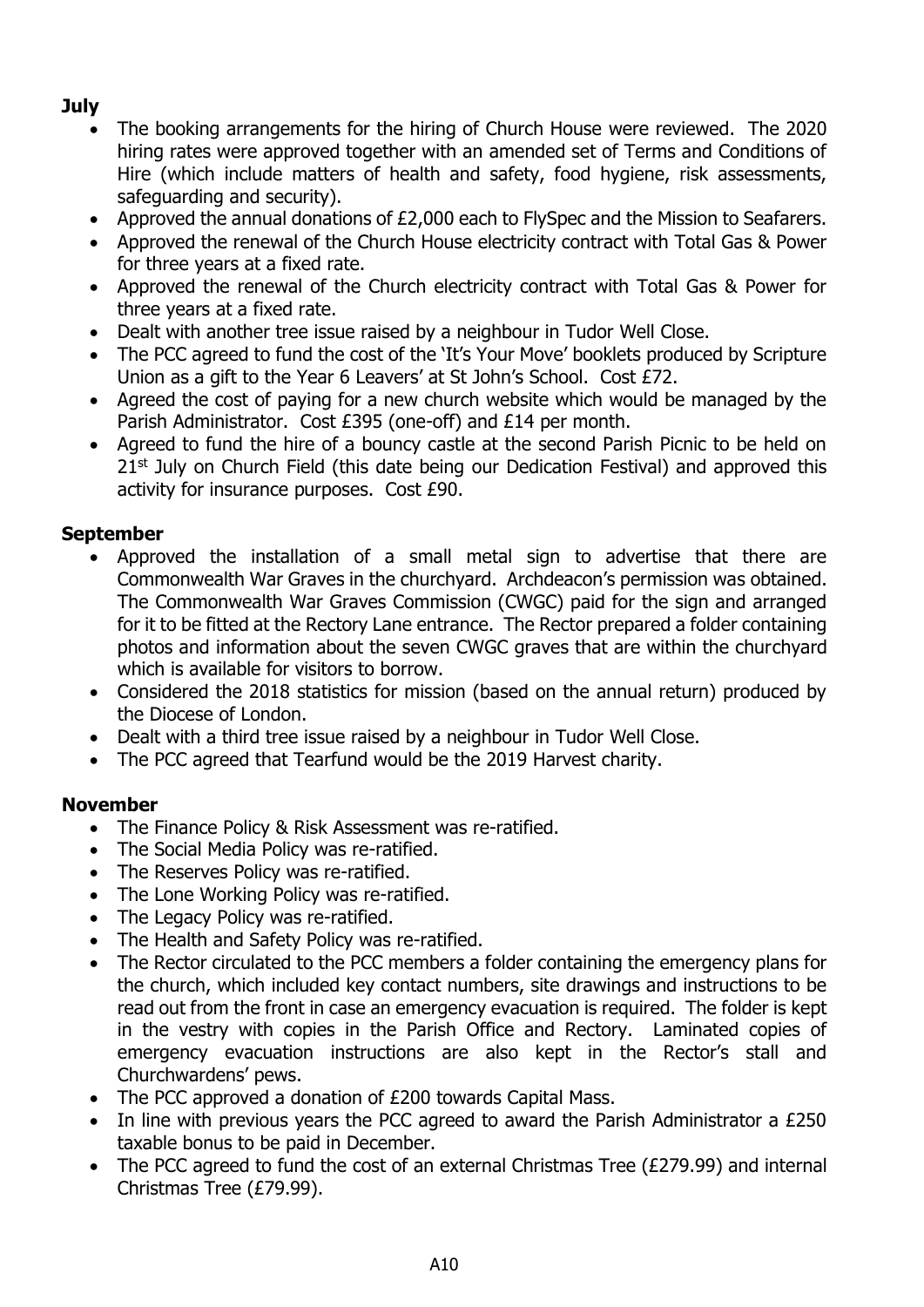**July**

- The booking arrangements for the hiring of Church House were reviewed. The 2020 hiring rates were approved together with an amended set of Terms and Conditions of Hire (which include matters of health and safety, food hygiene, risk assessments, safeguarding and security).
- Approved the annual donations of £2,000 each to FlySpec and the Mission to Seafarers.
- Approved the renewal of the Church House electricity contract with Total Gas & Power for three years at a fixed rate.
- Approved the renewal of the Church electricity contract with Total Gas & Power for three years at a fixed rate.
- Dealt with another tree issue raised by a neighbour in Tudor Well Close.
- The PCC agreed to fund the cost of the 'It's Your Move' booklets produced by Scripture Union as a gift to the Year 6 Leavers' at St John's School. Cost £72.
- Agreed the cost of paying for a new church website which would be managed by the Parish Administrator. Cost £395 (one-off) and £14 per month.
- Agreed to fund the hire of a bouncy castle at the second Parish Picnic to be held on 21st July on Church Field (this date being our Dedication Festival) and approved this activity for insurance purposes. Cost £90.

**September**

- Approved the installation of a small metal sign to advertise that there are Commonwealth War Graves in the churchyard. Archdeacon's permission was obtained. The Commonwealth War Graves Commission (CWGC) paid for the sign and arranged for it to be fitted at the Rectory Lane entrance. The Rector prepared a folder containing photos and information about the seven CWGC graves that are within the churchyard which is available for visitors to borrow.
- Considered the 2018 statistics for mission (based on the annual return) produced by the Diocese of London.
- Dealt with a third tree issue raised by a neighbour in Tudor Well Close.
- The PCC agreed that Tearfund would be the 2019 Harvest charity.

**November**

- The Finance Policy & Risk Assessment was re-ratified.
- The Social Media Policy was re-ratified.
- The Reserves Policy was re-ratified.
- The Lone Working Policy was re-ratified.
- The Legacy Policy was re-ratified.
- The Health and Safety Policy was re-ratified.
- The Rector circulated to the PCC members a folder containing the emergency plans for the church, which included key contact numbers, site drawings and instructions to be read out from the front in case an emergency evacuation is required. The folder is kept in the vestry with copies in the Parish Office and Rectory. Laminated copies of emergency evacuation instructions are also kept in the Rector's stall and Churchwardens' pews.
- The PCC approved a donation of £200 towards Capital Mass.
- In line with previous years the PCC agreed to award the Parish Administrator a £250 taxable bonus to be paid in December.
- The PCC agreed to fund the cost of an external Christmas Tree (£279.99) and internal Christmas Tree (£79.99).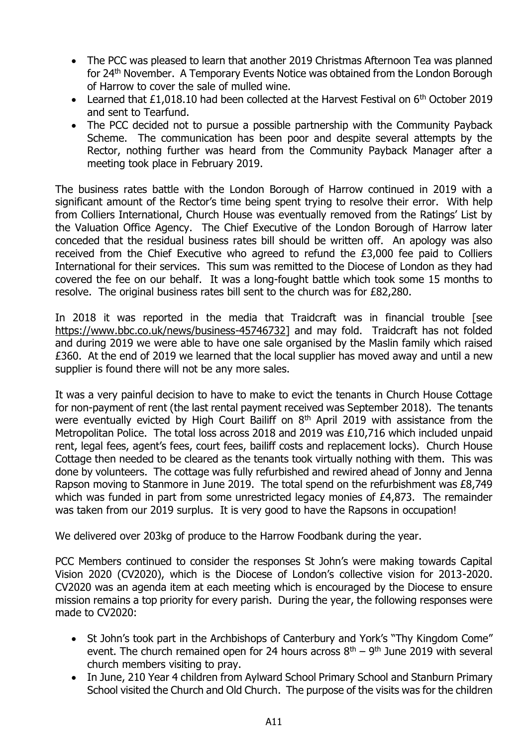- The PCC was pleased to learn that another 2019 Christmas Afternoon Tea was planned for 24th November. A Temporary Events Notice was obtained from the London Borough of Harrow to cover the sale of mulled wine.
- Learned that £1,018.10 had been collected at the Harvest Festival on 6th October 2019 and sent to Tearfund.
- The PCC decided not to pursue a possible partnership with the Community Payback Scheme. The communication has been poor and despite several attempts by the Rector, nothing further was heard from the Community Payback Manager after a meeting took place in February 2019.

The business rates battle with the London Borough of Harrow continued in 2019 with a significant amount of the Rector's time being spent trying to resolve their error. With help from Colliers International, Church House was eventually removed from the Ratings' List by the Valuation Office Agency. The Chief Executive of the London Borough of Harrow later conceded that the residual business rates bill should be written off. An apology was also received from the Chief Executive who agreed to refund the £3,000 fee paid to Colliers International for their services. This sum was remitted to the Diocese of London as they had covered the fee on our behalf. It was a long-fought battle which took some 15 months to resolve. The original business rates bill sent to the church was for £82,280.

In 2018 it was reported in the media that Traidcraft was in financial trouble [see https://www.bbc.co.uk/news/business-45746732] and may fold. Traidcraft has not folded and during 2019 we were able to have one sale organised by the Maslin family which raised £360. At the end of 2019 we learned that the local supplier has moved away and until a new supplier is found there will not be any more sales.

It was a very painful decision to have to make to evict the tenants in Church House Cottage for non-payment of rent (the last rental payment received was September 2018). The tenants were eventually evicted by High Court Bailiff on 8th April 2019 with assistance from the Metropolitan Police. The total loss across 2018 and 2019 was £10,716 which included unpaid rent, legal fees, agent's fees, court fees, bailiff costs and replacement locks). Church House Cottage then needed to be cleared as the tenants took virtually nothing with them. This was done by volunteers. The cottage was fully refurbished and rewired ahead of Jonny and Jenna Rapson moving to Stanmore in June 2019. The total spend on the refurbishment was £8,749 which was funded in part from some unrestricted legacy monies of £4,873. The remainder was taken from our 2019 surplus. It is very good to have the Rapsons in occupation!

We delivered over 203kg of produce to the Harrow Foodbank during the year.

PCC Members continued to consider the responses St John's were making towards Capital Vision 2020 (CV2020), which is the Diocese of London's collective vision for 2013-2020. CV2020 was an agenda item at each meeting which is encouraged by the Diocese to ensure mission remains a top priority for every parish. During the year, the following responses were made to CV2020:

- St John's took part in the Archbishops of Canterbury and York's "Thy Kingdom Come" event. The church remained open for 24 hours across 8th – 9th June 2019 with several church members visiting to pray.
- In June, 210 Year 4 children from Aylward School Primary School and Stanburn Primary School visited the Church and Old Church. The purpose of the visits was for the children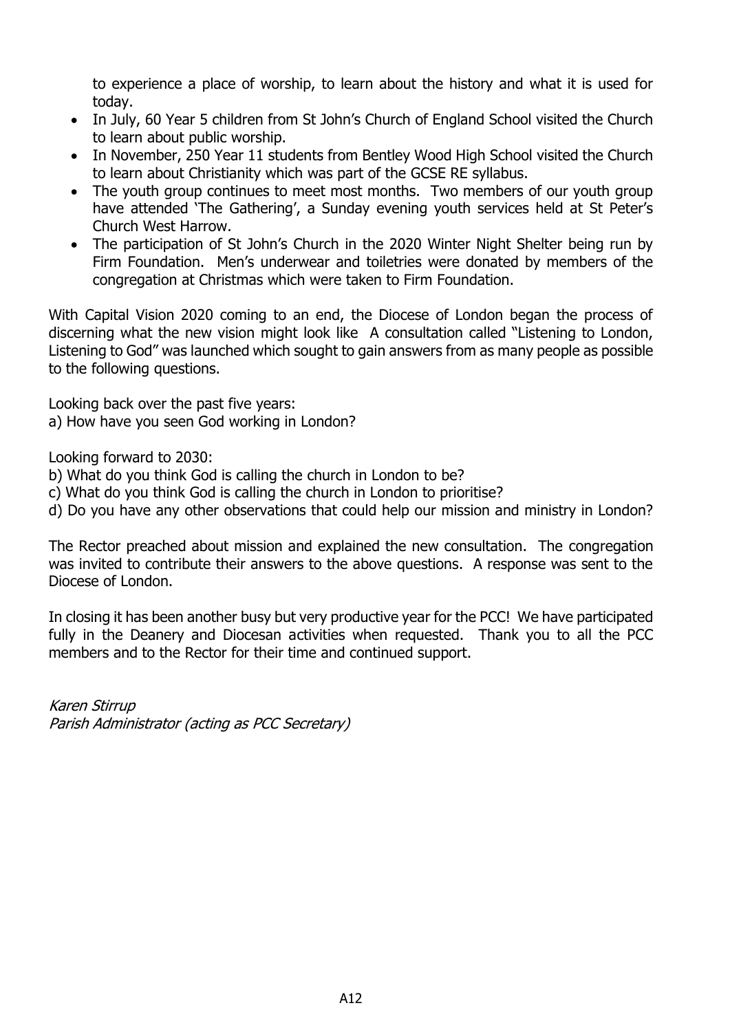to experience a place of worship, to learn about the history and what it is used for today.

- In July, 60 Year 5 children from St John's Church of England School visited the Church to learn about public worship.
- In November, 250 Year 11 students from Bentley Wood High School visited the Church to learn about Christianity which was part of the GCSE RE syllabus.
- The youth group continues to meet most months. Two members of our youth group have attended 'The Gathering', a Sunday evening youth services held at St Peter's Church West Harrow.
- The participation of St John's Church in the 2020 Winter Night Shelter being run by Firm Foundation. Men's underwear and toiletries were donated by members of the congregation at Christmas which were taken to Firm Foundation.

With Capital Vision 2020 coming to an end, the Diocese of London began the process of discerning what the new vision might look like A consultation called "Listening to London, Listening to God" was launched which sought to gain answers from as many people as possible to the following questions.

Looking back over the past five years:
a) How have you seen God working in London?

Looking forward to 2030:
b) What do you think God is calling the church in London to be?
c) What do you think God is calling the church in London to prioritise?
d) Do you have any other observations that could help our mission and ministry in London?

The Rector preached about mission and explained the new consultation. The congregation was invited to contribute their answers to the above questions. A response was sent to the Diocese of London.

In closing it has been another busy but very productive year for the PCC! We have participated fully in the Deanery and Diocesan activities when requested. Thank you to all the PCC members and to the Rector for their time and continued support.

*Karen Stirrup*
*Parish Administrator (acting as PCC Secretary)*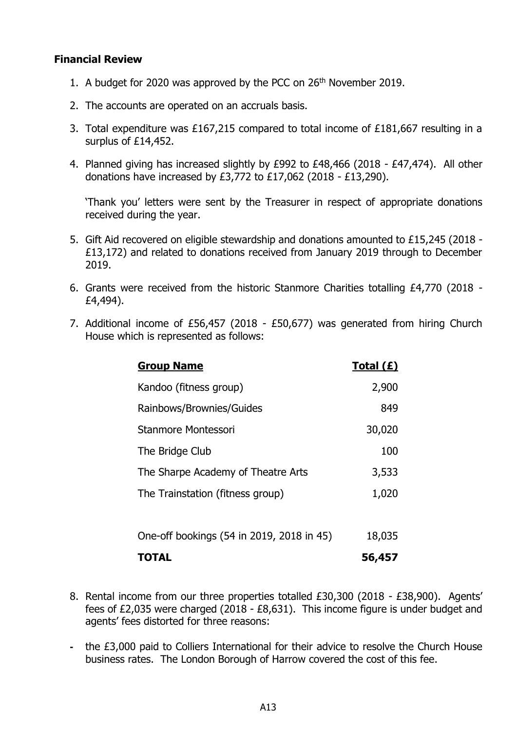### Financial Review

1. A budget for 2020 was approved by the PCC on 26th November 2019.
2. The accounts are operated on an accruals basis.
3. Total expenditure was £167,215 compared to total income of £181,667 resulting in a surplus of £14,452.
4. Planned giving has increased slightly by £992 to £48,466 (2018 - £47,474). All other donations have increased by £3,772 to £17,062 (2018 - £13,290).

   'Thank you' letters were sent by the Treasurer in respect of appropriate donations received during the year.

5. Gift Aid recovered on eligible stewardship and donations amounted to £15,245 (2018 - £13,172) and related to donations received from January 2019 through to December 2019.
6. Grants were received from the historic Stanmore Charities totalling £4,770 (2018 - £4,494).
7. Additional income of £56,457 (2018 - £50,677) was generated from hiring Church House which is represented as follows:

| Group Name | Total (£) |
|---|---:|
| Kandoo (fitness group) | 2,900 |
| Rainbows/Brownies/Guides | 849 |
| Stanmore Montessori | 30,020 |
| The Bridge Club | 100 |
| The Sharpe Academy of Theatre Arts | 3,533 |
| The Trainstation (fitness group) | 1,020 |
| One-off bookings (54 in 2019, 2018 in 45) | 18,035 |
| **TOTAL** | **56,457** |

8. Rental income from our three properties totalled £30,300 (2018 - £38,900). Agents' fees of £2,035 were charged (2018 - £8,631). This income figure is under budget and agents' fees distorted for three reasons:

- the £3,000 paid to Colliers International for their advice to resolve the Church House business rates. The London Borough of Harrow covered the cost of this fee.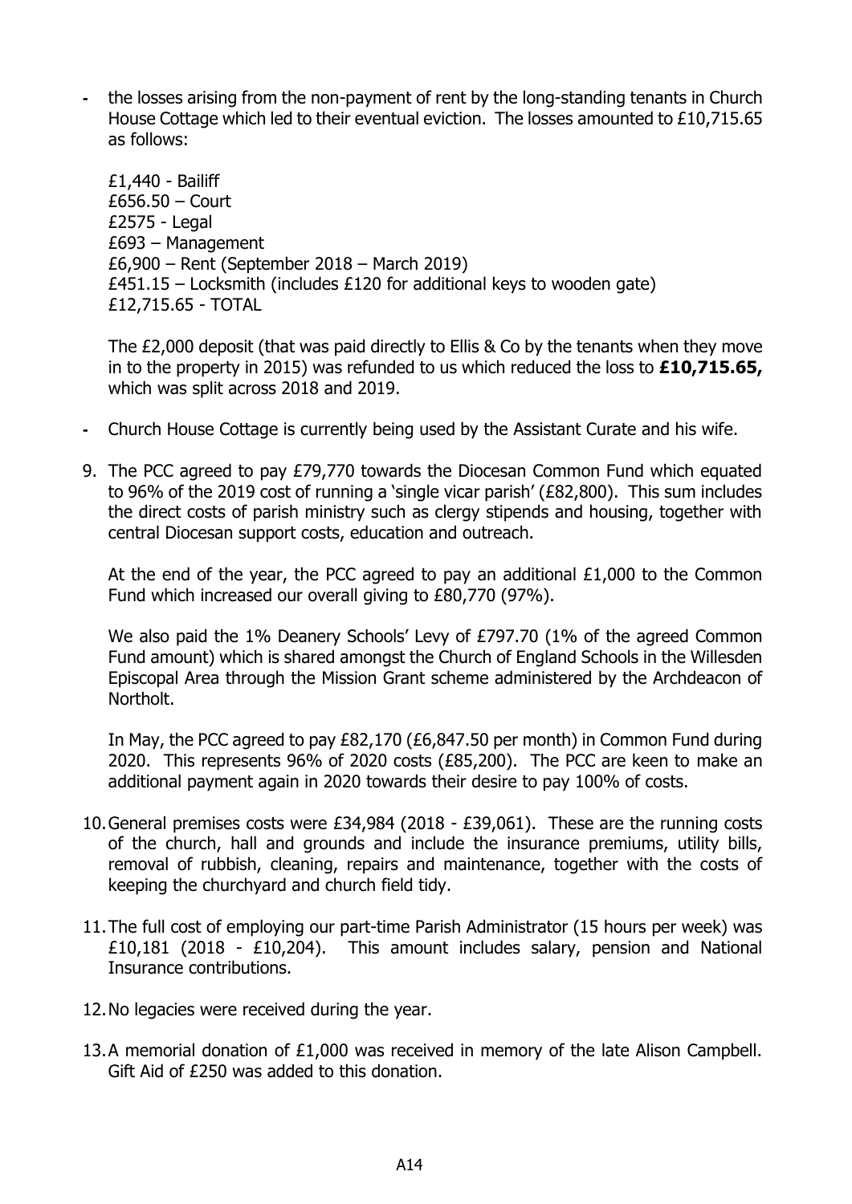- the losses arising from the non-payment of rent by the long-standing tenants in Church House Cottage which led to their eventual eviction. The losses amounted to £10,715.65 as follows:

  £1,440 - Bailiff
  £656.50 – Court
  £2575 - Legal
  £693 – Management
  £6,900 – Rent (September 2018 – March 2019)
  £451.15 – Locksmith (includes £120 for additional keys to wooden gate)
  £12,715.65 - TOTAL

  The £2,000 deposit (that was paid directly to Ellis & Co by the tenants when they move in to the property in 2015) was refunded to us which reduced the loss to **£10,715.65,** which was split across 2018 and 2019.

- Church House Cottage is currently being used by the Assistant Curate and his wife.

9. The PCC agreed to pay £79,770 towards the Diocesan Common Fund which equated to 96% of the 2019 cost of running a 'single vicar parish' (£82,800). This sum includes the direct costs of parish ministry such as clergy stipends and housing, together with central Diocesan support costs, education and outreach.

   At the end of the year, the PCC agreed to pay an additional £1,000 to the Common Fund which increased our overall giving to £80,770 (97%).

   We also paid the 1% Deanery Schools' Levy of £797.70 (1% of the agreed Common Fund amount) which is shared amongst the Church of England Schools in the Willesden Episcopal Area through the Mission Grant scheme administered by the Archdeacon of Northolt.

   In May, the PCC agreed to pay £82,170 (£6,847.50 per month) in Common Fund during 2020. This represents 96% of 2020 costs (£85,200). The PCC are keen to make an additional payment again in 2020 towards their desire to pay 100% of costs.

10. General premises costs were £34,984 (2018 - £39,061). These are the running costs of the church, hall and grounds and include the insurance premiums, utility bills, removal of rubbish, cleaning, repairs and maintenance, together with the costs of keeping the churchyard and church field tidy.

11. The full cost of employing our part-time Parish Administrator (15 hours per week) was £10,181 (2018 - £10,204). This amount includes salary, pension and National Insurance contributions.

12. No legacies were received during the year.

13. A memorial donation of £1,000 was received in memory of the late Alison Campbell. Gift Aid of £250 was added to this donation.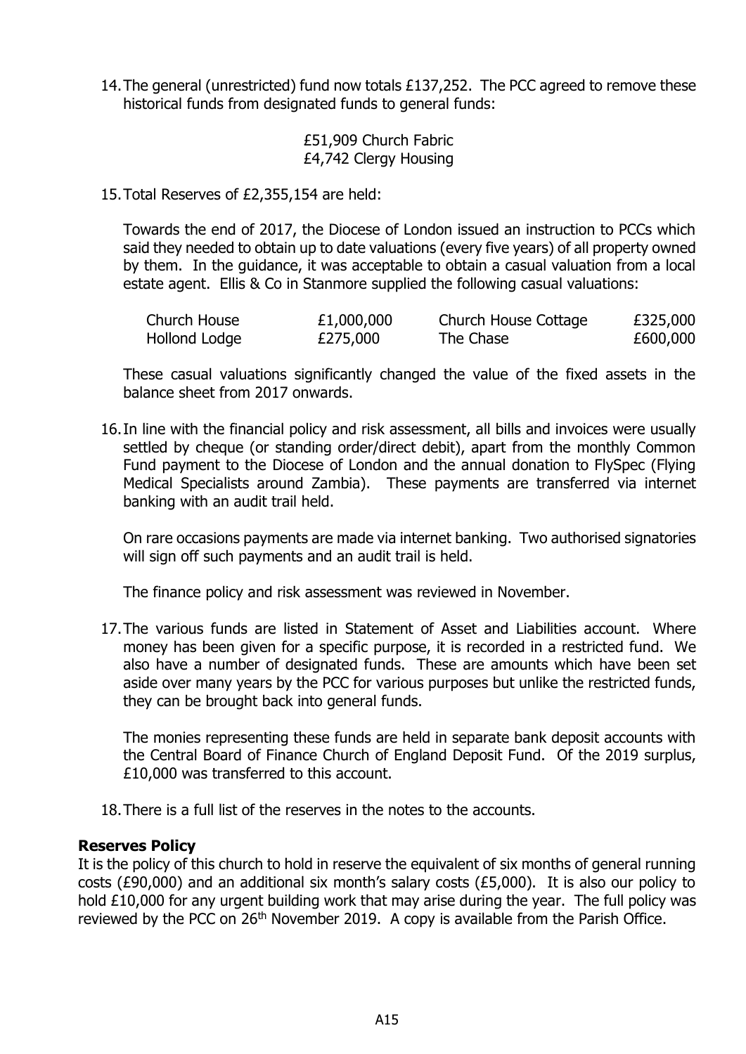14. The general (unrestricted) fund now totals £137,252. The PCC agreed to remove these historical funds from designated funds to general funds:

    £51,909 Church Fabric
    £4,742 Clergy Housing

15. Total Reserves of £2,355,154 are held:

    Towards the end of 2017, the Diocese of London issued an instruction to PCCs which said they needed to obtain up to date valuations (every five years) of all property owned by them. In the guidance, it was acceptable to obtain a casual valuation from a local estate agent. Ellis & Co in Stanmore supplied the following casual valuations:

    | | | | |
    |---|---|---|---|
    | Church House | £1,000,000 | Church House Cottage | £325,000 |
    | Hollond Lodge | £275,000 | The Chase | £600,000 |

    These casual valuations significantly changed the value of the fixed assets in the balance sheet from 2017 onwards.

16. In line with the financial policy and risk assessment, all bills and invoices were usually settled by cheque (or standing order/direct debit), apart from the monthly Common Fund payment to the Diocese of London and the annual donation to FlySpec (Flying Medical Specialists around Zambia). These payments are transferred via internet banking with an audit trail held.

    On rare occasions payments are made via internet banking. Two authorised signatories will sign off such payments and an audit trail is held.

    The finance policy and risk assessment was reviewed in November.

17. The various funds are listed in Statement of Asset and Liabilities account. Where money has been given for a specific purpose, it is recorded in a restricted fund. We also have a number of designated funds. These are amounts which have been set aside over many years by the PCC for various purposes but unlike the restricted funds, they can be brought back into general funds.

    The monies representing these funds are held in separate bank deposit accounts with the Central Board of Finance Church of England Deposit Fund. Of the 2019 surplus, £10,000 was transferred to this account.

18. There is a full list of the reserves in the notes to the accounts.

**Reserves Policy**

It is the policy of this church to hold in reserve the equivalent of six months of general running costs (£90,000) and an additional six month's salary costs (£5,000). It is also our policy to hold £10,000 for any urgent building work that may arise during the year. The full policy was reviewed by the PCC on 26th November 2019. A copy is available from the Parish Office.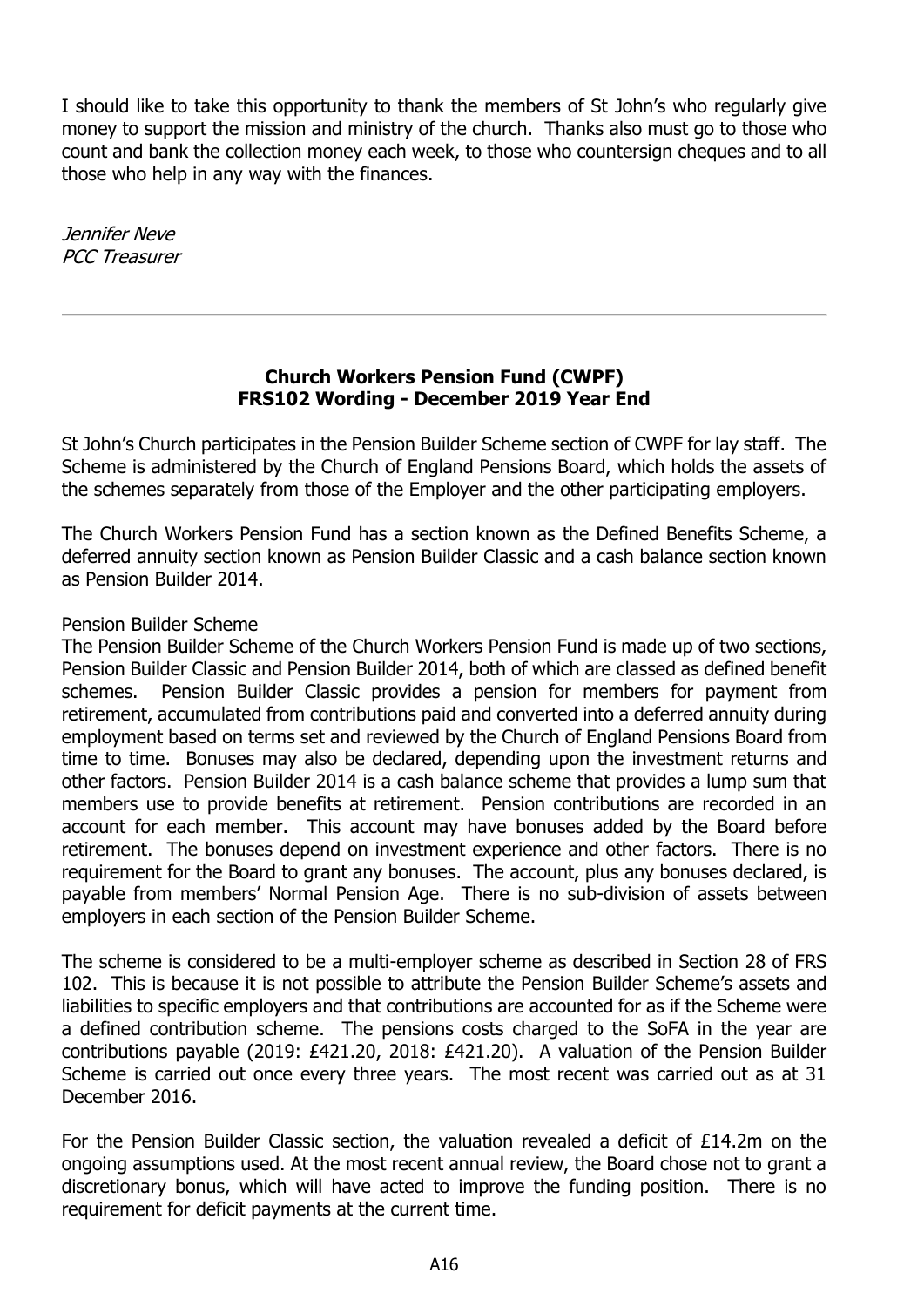I should like to take this opportunity to thank the members of St John's who regularly give money to support the mission and ministry of the church. Thanks also must go to those who count and bank the collection money each week, to those who countersign cheques and to all those who help in any way with the finances.

*Jennifer Neve*
*PCC Treasurer*

---

**Church Workers Pension Fund (CWPF)**
**FRS102 Wording - December 2019 Year End**

St John's Church participates in the Pension Builder Scheme section of CWPF for lay staff. The Scheme is administered by the Church of England Pensions Board, which holds the assets of the schemes separately from those of the Employer and the other participating employers.

The Church Workers Pension Fund has a section known as the Defined Benefits Scheme, a deferred annuity section known as Pension Builder Classic and a cash balance section known as Pension Builder 2014.

Pension Builder Scheme

The Pension Builder Scheme of the Church Workers Pension Fund is made up of two sections, Pension Builder Classic and Pension Builder 2014, both of which are classed as defined benefit schemes. Pension Builder Classic provides a pension for members for payment from retirement, accumulated from contributions paid and converted into a deferred annuity during employment based on terms set and reviewed by the Church of England Pensions Board from time to time. Bonuses may also be declared, depending upon the investment returns and other factors. Pension Builder 2014 is a cash balance scheme that provides a lump sum that members use to provide benefits at retirement. Pension contributions are recorded in an account for each member. This account may have bonuses added by the Board before retirement. The bonuses depend on investment experience and other factors. There is no requirement for the Board to grant any bonuses. The account, plus any bonuses declared, is payable from members' Normal Pension Age. There is no sub-division of assets between employers in each section of the Pension Builder Scheme.

The scheme is considered to be a multi-employer scheme as described in Section 28 of FRS 102. This is because it is not possible to attribute the Pension Builder Scheme's assets and liabilities to specific employers and that contributions are accounted for as if the Scheme were a defined contribution scheme. The pensions costs charged to the SoFA in the year are contributions payable (2019: £421.20, 2018: £421.20). A valuation of the Pension Builder Scheme is carried out once every three years. The most recent was carried out as at 31 December 2016.

For the Pension Builder Classic section, the valuation revealed a deficit of £14.2m on the ongoing assumptions used. At the most recent annual review, the Board chose not to grant a discretionary bonus, which will have acted to improve the funding position. There is no requirement for deficit payments at the current time.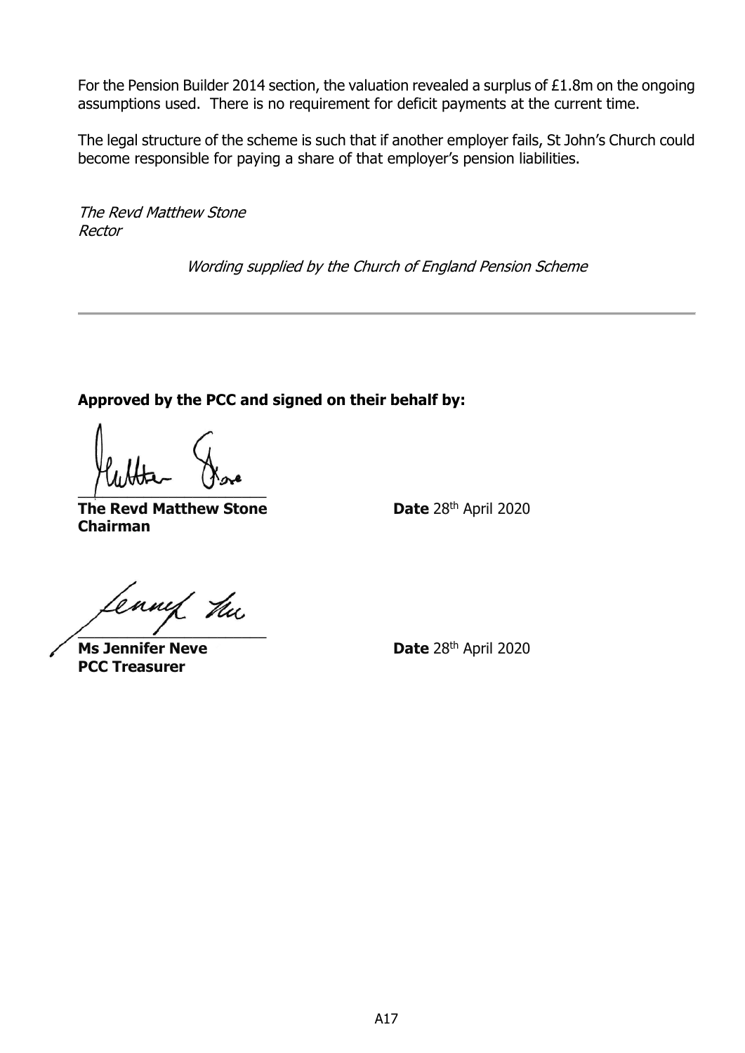For the Pension Builder 2014 section, the valuation revealed a surplus of £1.8m on the ongoing assumptions used. There is no requirement for deficit payments at the current time.

The legal structure of the scheme is such that if another employer fails, St John's Church could become responsible for paying a share of that employer's pension liabilities.

*The Revd Matthew Stone*
*Rector*

*Wording supplied by the Church of England Pension Scheme*

---

**Approved by the PCC and signed on their behalf by:**

**The Revd Matthew Stone** **Date** 28th April 2020
**Chairman**

**Ms Jennifer Neve** **Date** 28th April 2020
**PCC Treasurer**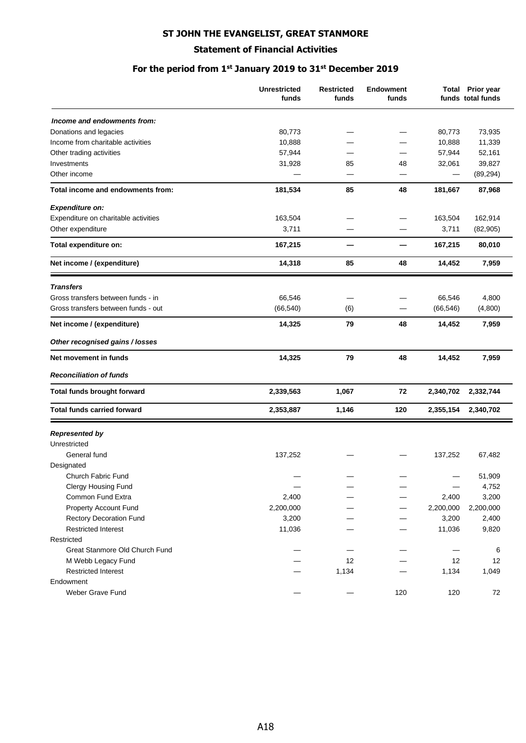# ST JOHN THE EVANGELIST, GREAT STANMORE

## Statement of Financial Activities

### For the period from 1st January 2019 to 31st December 2019

| | Unrestricted funds | Restricted funds | Endowment funds | Total funds | Prior year total funds |
|---|---|---|---|---|---|
| ***Income and endowments from:*** | | | | | |
| Donations and legacies | 80,773 | — | — | 80,773 | 73,935 |
| Income from charitable activities | 10,888 | — | — | 10,888 | 11,339 |
| Other trading activities | 57,944 | — | — | 57,944 | 52,161 |
| Investments | 31,928 | 85 | 48 | 32,061 | 39,827 |
| Other income | — | — | — | — | (89,294) |
| **Total income and endowments from:** | **181,534** | **85** | **48** | **181,667** | **87,968** |
| ***Expenditure on:*** | | | | | |
| Expenditure on charitable activities | 163,504 | — | — | 163,504 | 162,914 |
| Other expenditure | 3,711 | — | — | 3,711 | (82,905) |
| **Total expenditure on:** | **167,215** | **—** | **—** | **167,215** | **80,010** |
| **Net income / (expenditure)** | **14,318** | **85** | **48** | **14,452** | **7,959** |
| ***Transfers*** | | | | | |
| Gross transfers between funds - in | 66,546 | — | — | 66,546 | 4,800 |
| Gross transfers between funds - out | (66,540) | (6) | — | (66,546) | (4,800) |
| **Net income / (expenditure)** | **14,325** | **79** | **48** | **14,452** | **7,959** |
| ***Other recognised gains / losses*** | | | | | |
| **Net movement in funds** | **14,325** | **79** | **48** | **14,452** | **7,959** |
| ***Reconciliation of funds*** | | | | | |
| **Total funds brought forward** | **2,339,563** | **1,067** | **72** | **2,340,702** | **2,332,744** |
| **Total funds carried forward** | **2,353,887** | **1,146** | **120** | **2,355,154** | **2,340,702** |
| ***Represented by*** | | | | | |
| Unrestricted | | | | | |
| General fund | 137,252 | — | — | 137,252 | 67,482 |
| Designated | | | | | |
| Church Fabric Fund | — | — | — | — | 51,909 |
| Clergy Housing Fund | — | — | — | — | 4,752 |
| Common Fund Extra | 2,400 | — | — | 2,400 | 3,200 |
| Property Account Fund | 2,200,000 | — | — | 2,200,000 | 2,200,000 |
| Rectory Decoration Fund | 3,200 | — | — | 3,200 | 2,400 |
| Restricted Interest | 11,036 | — | — | 11,036 | 9,820 |
| Restricted | | | | | |
| Great Stanmore Old Church Fund | — | — | — | — | 6 |
| M Webb Legacy Fund | — | 12 | — | 12 | 12 |
| Restricted Interest | — | 1,134 | — | 1,134 | 1,049 |
| Endowment | | | | | |
| Weber Grave Fund | — | — | 120 | 120 | 72 |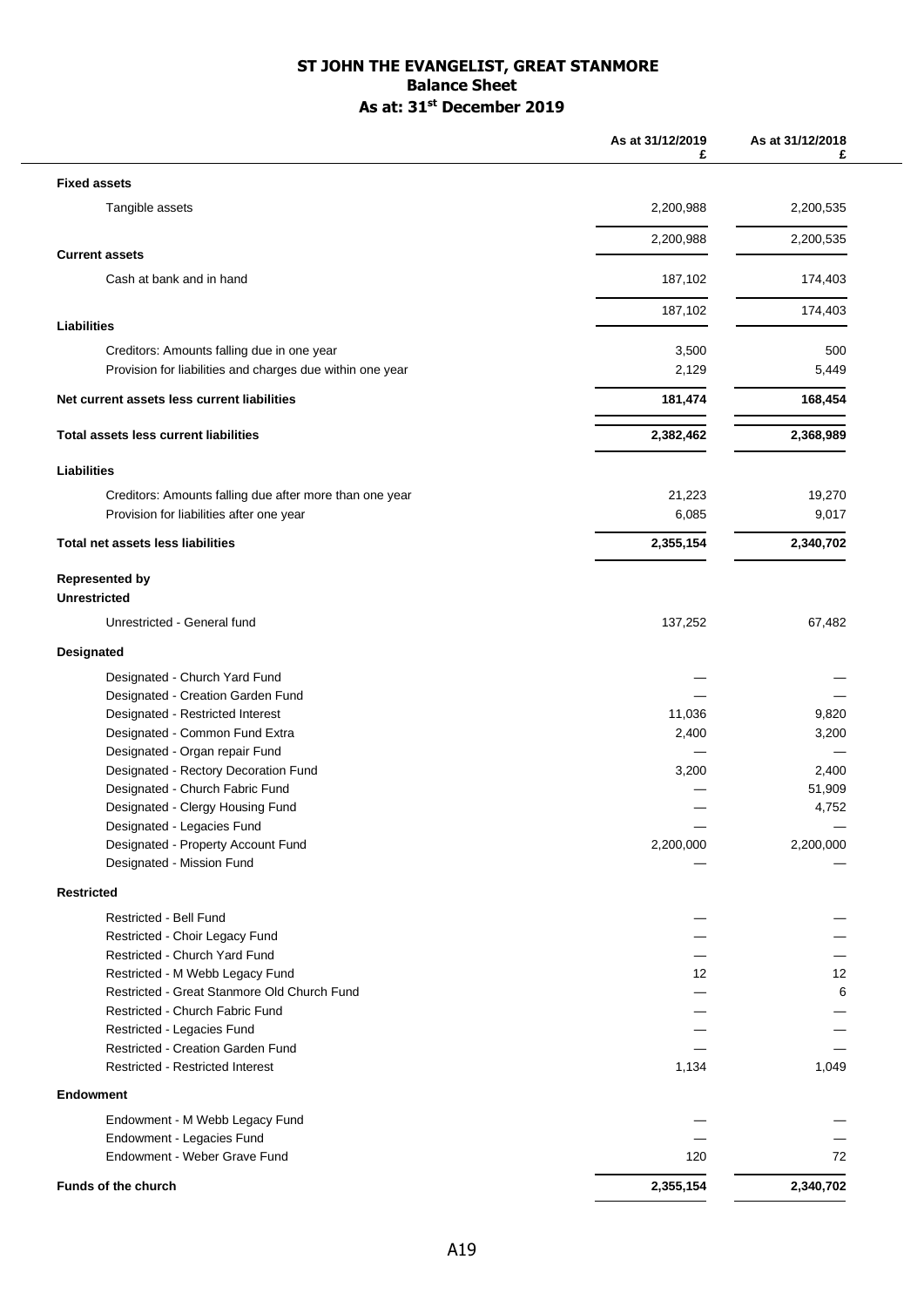# ST JOHN THE EVANGELIST, GREAT STANMORE
## Balance Sheet
## As at: 31st December 2019

| | As at 31/12/2019 £ | As at 31/12/2018 £ |
|---|---|---|
| **Fixed assets** | | |
| Tangible assets | 2,200,988 | 2,200,535 |
| | 2,200,988 | 2,200,535 |
| **Current assets** | | |
| Cash at bank and in hand | 187,102 | 174,403 |
| | 187,102 | 174,403 |
| **Liabilities** | | |
| Creditors: Amounts falling due in one year | 3,500 | 500 |
| Provision for liabilities and charges due within one year | 2,129 | 5,449 |
| **Net current assets less current liabilities** | **181,474** | **168,454** |
| **Total assets less current liabilities** | **2,382,462** | **2,368,989** |
| **Liabilities** | | |
| Creditors: Amounts falling due after more than one year | 21,223 | 19,270 |
| Provision for liabilities after one year | 6,085 | 9,017 |
| **Total net assets less liabilities** | **2,355,154** | **2,340,702** |
| **Represented by** | | |
| **Unrestricted** | | |
| Unrestricted - General fund | 137,252 | 67,482 |
| **Designated** | | |
| Designated - Church Yard Fund | — | — |
| Designated - Creation Garden Fund | — | — |
| Designated - Restricted Interest | 11,036 | 9,820 |
| Designated - Common Fund Extra | 2,400 | 3,200 |
| Designated - Organ repair Fund | — | — |
| Designated - Rectory Decoration Fund | 3,200 | 2,400 |
| Designated - Church Fabric Fund | — | 51,909 |
| Designated - Clergy Housing Fund | — | 4,752 |
| Designated - Legacies Fund | — | — |
| Designated - Property Account Fund | 2,200,000 | 2,200,000 |
| Designated - Mission Fund | — | — |
| **Restricted** | | |
| Restricted - Bell Fund | — | — |
| Restricted - Choir Legacy Fund | — | — |
| Restricted - Church Yard Fund | — | — |
| Restricted - M Webb Legacy Fund | 12 | 12 |
| Restricted - Great Stanmore Old Church Fund | — | 6 |
| Restricted - Church Fabric Fund | — | — |
| Restricted - Legacies Fund | — | — |
| Restricted - Creation Garden Fund | — | — |
| Restricted - Restricted Interest | 1,134 | 1,049 |
| **Endowment** | | |
| Endowment - M Webb Legacy Fund | — | — |
| Endowment - Legacies Fund | — | — |
| Endowment - Weber Grave Fund | 120 | 72 |
| **Funds of the church** | **2,355,154** | **2,340,702** |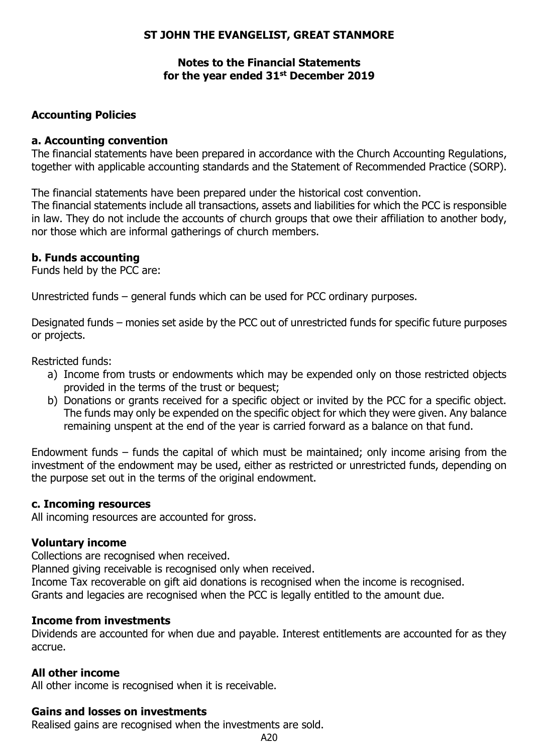# ST JOHN THE EVANGELIST, GREAT STANMORE

## Notes to the Financial Statements for the year ended 31st December 2019

### Accounting Policies

#### a. Accounting convention

The financial statements have been prepared in accordance with the Church Accounting Regulations, together with applicable accounting standards and the Statement of Recommended Practice (SORP).

The financial statements have been prepared under the historical cost convention.
The financial statements include all transactions, assets and liabilities for which the PCC is responsible in law. They do not include the accounts of church groups that owe their affiliation to another body, nor those which are informal gatherings of church members.

#### b. Funds accounting

Funds held by the PCC are:

Unrestricted funds – general funds which can be used for PCC ordinary purposes.

Designated funds – monies set aside by the PCC out of unrestricted funds for specific future purposes or projects.

Restricted funds:

a) Income from trusts or endowments which may be expended only on those restricted objects provided in the terms of the trust or bequest;
b) Donations or grants received for a specific object or invited by the PCC for a specific object. The funds may only be expended on the specific object for which they were given. Any balance remaining unspent at the end of the year is carried forward as a balance on that fund.

Endowment funds – funds the capital of which must be maintained; only income arising from the investment of the endowment may be used, either as restricted or unrestricted funds, depending on the purpose set out in the terms of the original endowment.

#### c. Incoming resources

All incoming resources are accounted for gross.

#### Voluntary income

Collections are recognised when received.
Planned giving receivable is recognised only when received.
Income Tax recoverable on gift aid donations is recognised when the income is recognised.
Grants and legacies are recognised when the PCC is legally entitled to the amount due.

#### Income from investments

Dividends are accounted for when due and payable. Interest entitlements are accounted for as they accrue.

#### All other income

All other income is recognised when it is receivable.

#### Gains and losses on investments

Realised gains are recognised when the investments are sold.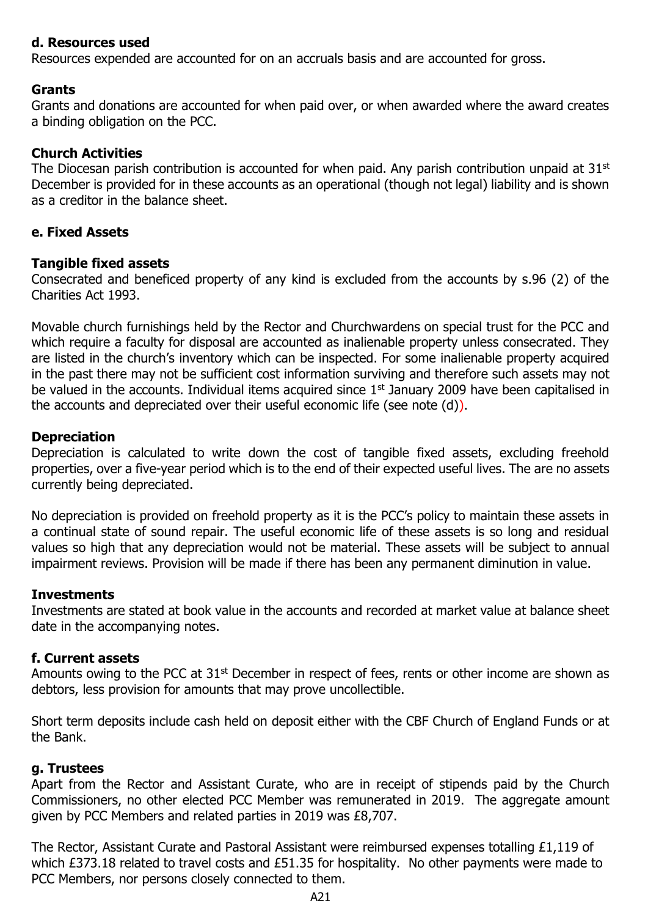**d. Resources used**

Resources expended are accounted for on an accruals basis and are accounted for gross.

**Grants**

Grants and donations are accounted for when paid over, or when awarded where the award creates a binding obligation on the PCC.

**Church Activities**

The Diocesan parish contribution is accounted for when paid. Any parish contribution unpaid at 31st December is provided for in these accounts as an operational (though not legal) liability and is shown as a creditor in the balance sheet.

**e. Fixed Assets**

**Tangible fixed assets**

Consecrated and beneficed property of any kind is excluded from the accounts by s.96 (2) of the Charities Act 1993.

Movable church furnishings held by the Rector and Churchwardens on special trust for the PCC and which require a faculty for disposal are accounted as inalienable property unless consecrated. They are listed in the church's inventory which can be inspected. For some inalienable property acquired in the past there may not be sufficient cost information surviving and therefore such assets may not be valued in the accounts. Individual items acquired since 1st January 2009 have been capitalised in the accounts and depreciated over their useful economic life (see note (d)).

**Depreciation**

Depreciation is calculated to write down the cost of tangible fixed assets, excluding freehold properties, over a five-year period which is to the end of their expected useful lives. The are no assets currently being depreciated.

No depreciation is provided on freehold property as it is the PCC's policy to maintain these assets in a continual state of sound repair. The useful economic life of these assets is so long and residual values so high that any depreciation would not be material. These assets will be subject to annual impairment reviews. Provision will be made if there has been any permanent diminution in value.

**Investments**

Investments are stated at book value in the accounts and recorded at market value at balance sheet date in the accompanying notes.

**f. Current assets**

Amounts owing to the PCC at 31st December in respect of fees, rents or other income are shown as debtors, less provision for amounts that may prove uncollectible.

Short term deposits include cash held on deposit either with the CBF Church of England Funds or at the Bank.

**g. Trustees**

Apart from the Rector and Assistant Curate, who are in receipt of stipends paid by the Church Commissioners, no other elected PCC Member was remunerated in 2019. The aggregate amount given by PCC Members and related parties in 2019 was £8,707.

The Rector, Assistant Curate and Pastoral Assistant were reimbursed expenses totalling £1,119 of which £373.18 related to travel costs and £51.35 for hospitality. No other payments were made to PCC Members, nor persons closely connected to them.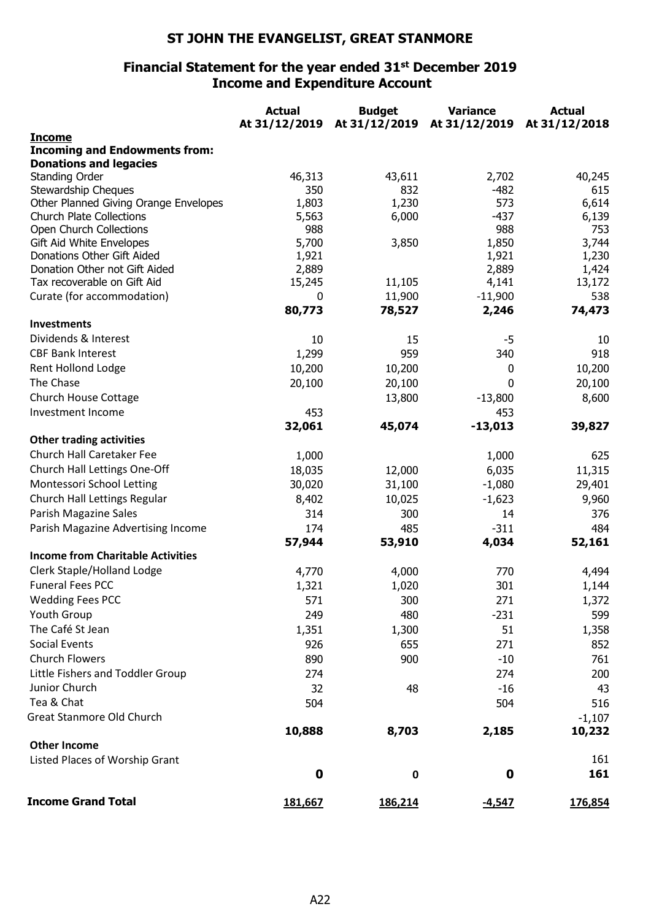# ST JOHN THE EVANGELIST, GREAT STANMORE

## Financial Statement for the year ended 31st December 2019
## Income and Expenditure Account

| | Actual At 31/12/2019 | Budget At 31/12/2019 | Variance At 31/12/2019 | Actual At 31/12/2018 |
|---|---|---|---|---|
| **Income** | | | | |
| **Incoming and Endowments from:** | | | | |
| **Donations and legacies** | | | | |
| Standing Order | 46,313 | 43,611 | 2,702 | 40,245 |
| Stewardship Cheques | 350 | 832 | -482 | 615 |
| Other Planned Giving Orange Envelopes | 1,803 | 1,230 | 573 | 6,614 |
| Church Plate Collections | 5,563 | 6,000 | -437 | 6,139 |
| Open Church Collections | 988 | | 988 | 753 |
| Gift Aid White Envelopes | 5,700 | 3,850 | 1,850 | 3,744 |
| Donations Other Gift Aided | 1,921 | | 1,921 | 1,230 |
| Donation Other not Gift Aided | 2,889 | | 2,889 | 1,424 |
| Tax recoverable on Gift Aid | 15,245 | 11,105 | 4,141 | 13,172 |
| Curate (for accommodation) | 0 | 11,900 | -11,900 | 538 |
| | **80,773** | **78,527** | **2,246** | **74,473** |
| **Investments** | | | | |
| Dividends & Interest | 10 | 15 | -5 | 10 |
| CBF Bank Interest | 1,299 | 959 | 340 | 918 |
| Rent Hollond Lodge | 10,200 | 10,200 | 0 | 10,200 |
| The Chase | 20,100 | 20,100 | 0 | 20,100 |
| Church House Cottage | | 13,800 | -13,800 | 8,600 |
| Investment Income | 453 | | 453 | |
| | **32,061** | **45,074** | **-13,013** | **39,827** |
| **Other trading activities** | | | | |
| Church Hall Caretaker Fee | 1,000 | | 1,000 | 625 |
| Church Hall Lettings One-Off | 18,035 | 12,000 | 6,035 | 11,315 |
| Montessori School Letting | 30,020 | 31,100 | -1,080 | 29,401 |
| Church Hall Lettings Regular | 8,402 | 10,025 | -1,623 | 9,960 |
| Parish Magazine Sales | 314 | 300 | 14 | 376 |
| Parish Magazine Advertising Income | 174 | 485 | -311 | 484 |
| | **57,944** | **53,910** | **4,034** | **52,161** |
| **Income from Charitable Activities** | | | | |
| Clerk Staple/Holland Lodge | 4,770 | 4,000 | 770 | 4,494 |
| Funeral Fees PCC | 1,321 | 1,020 | 301 | 1,144 |
| Wedding Fees PCC | 571 | 300 | 271 | 1,372 |
| Youth Group | 249 | 480 | -231 | 599 |
| The Café St Jean | 1,351 | 1,300 | 51 | 1,358 |
| Social Events | 926 | 655 | 271 | 852 |
| Church Flowers | 890 | 900 | -10 | 761 |
| Little Fishers and Toddler Group | 274 | | 274 | 200 |
| Junior Church | 32 | 48 | -16 | 43 |
| Tea & Chat | 504 | | 504 | 516 |
| Great Stanmore Old Church | | | | -1,107 |
| | **10,888** | **8,703** | **2,185** | **10,232** |
| **Other Income** | | | | |
| Listed Places of Worship Grant | | | | 161 |
| | **0** | **0** | **0** | **161** |
| **Income Grand Total** | **181,667** | **186,214** | **-4,547** | **176,854** |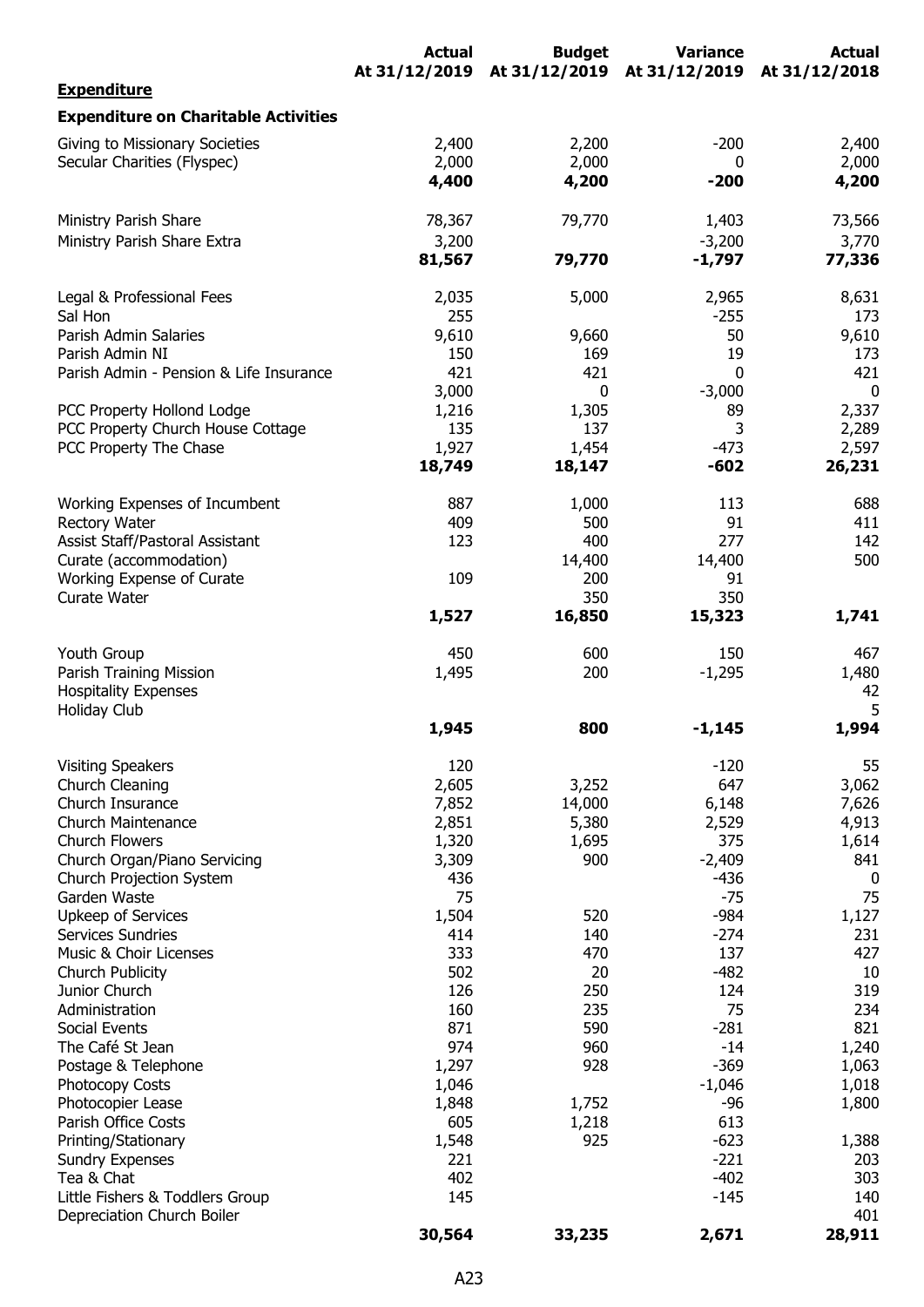| | Actual At 31/12/2019 | Budget At 31/12/2019 | Variance At 31/12/2019 | Actual At 31/12/2018 |
|---|---|---|---|---|
| **Expenditure** | | | | |
| **Expenditure on Charitable Activities** | | | | |
| Giving to Missionary Societies | 2,400 | 2,200 | -200 | 2,400 |
| Secular Charities (Flyspec) | 2,000 | 2,000 | 0 | 2,000 |
| | **4,400** | **4,200** | **-200** | **4,200** |
| Ministry Parish Share | 78,367 | 79,770 | 1,403 | 73,566 |
| Ministry Parish Share Extra | 3,200 | | -3,200 | 3,770 |
| | **81,567** | **79,770** | **-1,797** | **77,336** |
| Legal & Professional Fees | 2,035 | 5,000 | 2,965 | 8,631 |
| Sal Hon | 255 | | -255 | 173 |
| Parish Admin Salaries | 9,610 | 9,660 | 50 | 9,610 |
| Parish Admin NI | 150 | 169 | 19 | 173 |
| Parish Admin - Pension & Life Insurance | 421 | 421 | 0 | 421 |
| | 3,000 | 0 | -3,000 | 0 |
| PCC Property Hollond Lodge | 1,216 | 1,305 | 89 | 2,337 |
| PCC Property Church House Cottage | 135 | 137 | 3 | 2,289 |
| PCC Property The Chase | 1,927 | 1,454 | -473 | 2,597 |
| | **18,749** | **18,147** | **-602** | **26,231** |
| Working Expenses of Incumbent | 887 | 1,000 | 113 | 688 |
| Rectory Water | 409 | 500 | 91 | 411 |
| Assist Staff/Pastoral Assistant | 123 | 400 | 277 | 142 |
| Curate (accommodation) | | 14,400 | 14,400 | 500 |
| Working Expense of Curate | 109 | 200 | 91 | |
| Curate Water | | 350 | 350 | |
| | **1,527** | **16,850** | **15,323** | **1,741** |
| Youth Group | 450 | 600 | 150 | 467 |
| Parish Training Mission | 1,495 | 200 | -1,295 | 1,480 |
| Hospitality Expenses | | | | 42 |
| Holiday Club | | | | 5 |
| | **1,945** | **800** | **-1,145** | **1,994** |
| Visiting Speakers | 120 | | -120 | 55 |
| Church Cleaning | 2,605 | 3,252 | 647 | 3,062 |
| Church Insurance | 7,852 | 14,000 | 6,148 | 7,626 |
| Church Maintenance | 2,851 | 5,380 | 2,529 | 4,913 |
| Church Flowers | 1,320 | 1,695 | 375 | 1,614 |
| Church Organ/Piano Servicing | 3,309 | 900 | -2,409 | 841 |
| Church Projection System | 436 | | -436 | 0 |
| Garden Waste | 75 | | -75 | 75 |
| Upkeep of Services | 1,504 | 520 | -984 | 1,127 |
| Services Sundries | 414 | 140 | -274 | 231 |
| Music & Choir Licenses | 333 | 470 | 137 | 427 |
| Church Publicity | 502 | 20 | -482 | 10 |
| Junior Church | 126 | 250 | 124 | 319 |
| Administration | 160 | 235 | 75 | 234 |
| Social Events | 871 | 590 | -281 | 821 |
| The Café St Jean | 974 | 960 | -14 | 1,240 |
| Postage & Telephone | 1,297 | 928 | -369 | 1,063 |
| Photocopy Costs | 1,046 | | -1,046 | 1,018 |
| Photocopier Lease | 1,848 | 1,752 | -96 | 1,800 |
| Parish Office Costs | 605 | 1,218 | 613 | |
| Printing/Stationary | 1,548 | 925 | -623 | 1,388 |
| Sundry Expenses | 221 | | -221 | 203 |
| Tea & Chat | 402 | | -402 | 303 |
| Little Fishers & Toddlers Group | 145 | | -145 | 140 |
| Depreciation Church Boiler | | | | 401 |
| | **30,564** | **33,235** | **2,671** | **28,911** |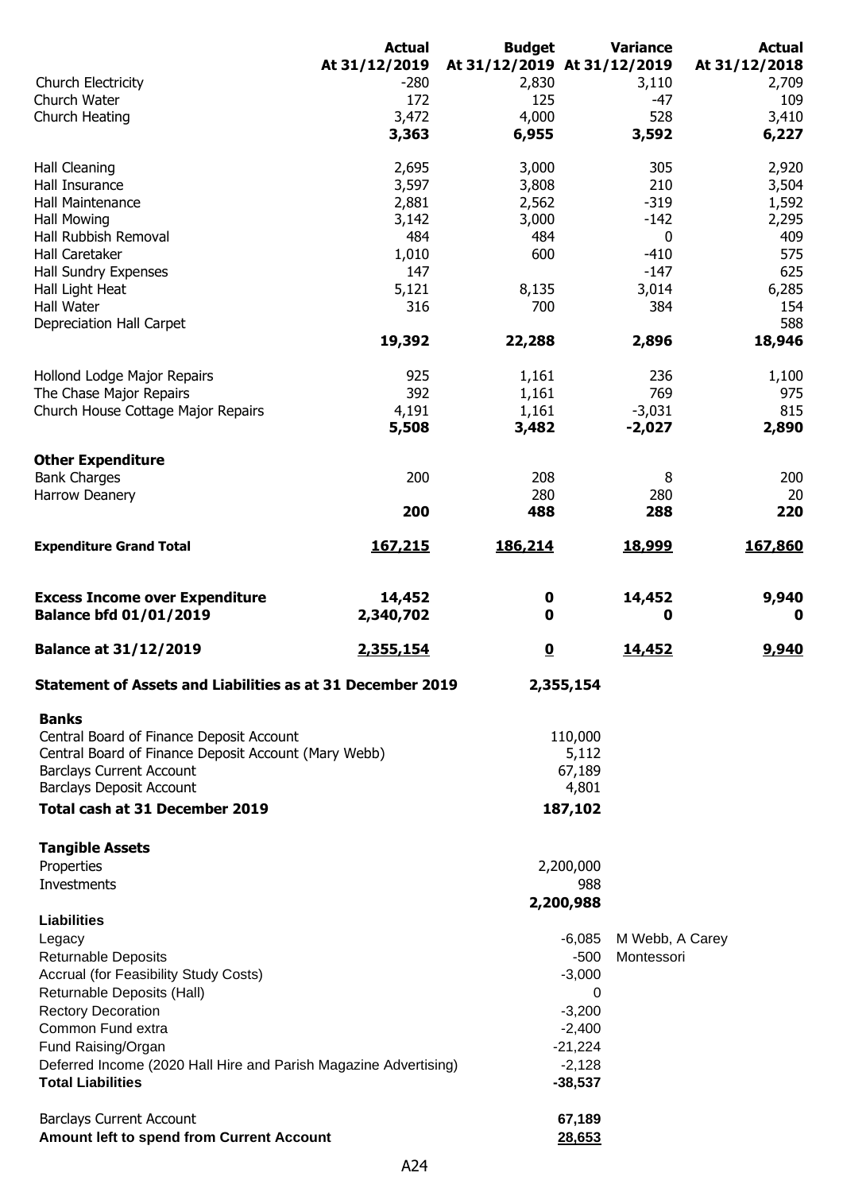| | Actual At 31/12/2019 | Budget At 31/12/2019 | Variance At 31/12/2019 | Actual At 31/12/2018 |
|---|---|---|---|---|
| Church Electricity | -280 | 2,830 | 3,110 | 2,709 |
| Church Water | 172 | 125 | -47 | 109 |
| Church Heating | 3,472 | 4,000 | 528 | 3,410 |
| | **3,363** | **6,955** | **3,592** | **6,227** |
| Hall Cleaning | 2,695 | 3,000 | 305 | 2,920 |
| Hall Insurance | 3,597 | 3,808 | 210 | 3,504 |
| Hall Maintenance | 2,881 | 2,562 | -319 | 1,592 |
| Hall Mowing | 3,142 | 3,000 | -142 | 2,295 |
| Hall Rubbish Removal | 484 | 484 | 0 | 409 |
| Hall Caretaker | 1,010 | 600 | -410 | 575 |
| Hall Sundry Expenses | 147 | | -147 | 625 |
| Hall Light Heat | 5,121 | 8,135 | 3,014 | 6,285 |
| Hall Water | 316 | 700 | 384 | 154 |
| Depreciation Hall Carpet | | | | 588 |
| | **19,392** | **22,288** | **2,896** | **18,946** |
| Hollond Lodge Major Repairs | 925 | 1,161 | 236 | 1,100 |
| The Chase Major Repairs | 392 | 1,161 | 769 | 975 |
| Church House Cottage Major Repairs | 4,191 | 1,161 | -3,031 | 815 |
| | **5,508** | **3,482** | **-2,027** | **2,890** |
| **Other Expenditure** | | | | |
| Bank Charges | 200 | 208 | 8 | 200 |
| Harrow Deanery | | 280 | 280 | 20 |
| | **200** | **488** | **288** | **220** |
| **Expenditure Grand Total** | **167,215** | **186,214** | **18,999** | **167,860** |
| **Excess Income over Expenditure** | **14,452** | **0** | **14,452** | **9,940** |
| **Balance bfd 01/01/2019** | **2,340,702** | **0** | **0** | **0** |
| **Balance at 31/12/2019** | **2,355,154** | **0** | **14,452** | **9,940** |

**Statement of Assets and Liabilities as at 31 December 2019** **2,355,154**

| | | |
|---|---|---|
| **Banks** | | |
| Central Board of Finance Deposit Account | 110,000 | |
| Central Board of Finance Deposit Account (Mary Webb) | 5,112 | |
| Barclays Current Account | 67,189 | |
| Barclays Deposit Account | 4,801 | |
| **Total cash at 31 December 2019** | **187,102** | |
| **Tangible Assets** | | |
| Properties | 2,200,000 | |
| Investments | 988 | |
| | **2,200,988** | |
| **Liabilities** | | |
| Legacy | -6,085 | M Webb, A Carey |
| Returnable Deposits | -500 | Montessori |
| Accrual (for Feasibility Study Costs) | -3,000 | |
| Returnable Deposits (Hall) | 0 | |
| Rectory Decoration | -3,200 | |
| Common Fund extra | -2,400 | |
| Fund Raising/Organ | -21,224 | |
| Deferred Income (2020 Hall Hire and Parish Magazine Advertising) | -2,128 | |
| **Total Liabilities** | **-38,537** | |
| Barclays Current Account | **67,189** | |
| **Amount left to spend from Current Account** | **28,653** | |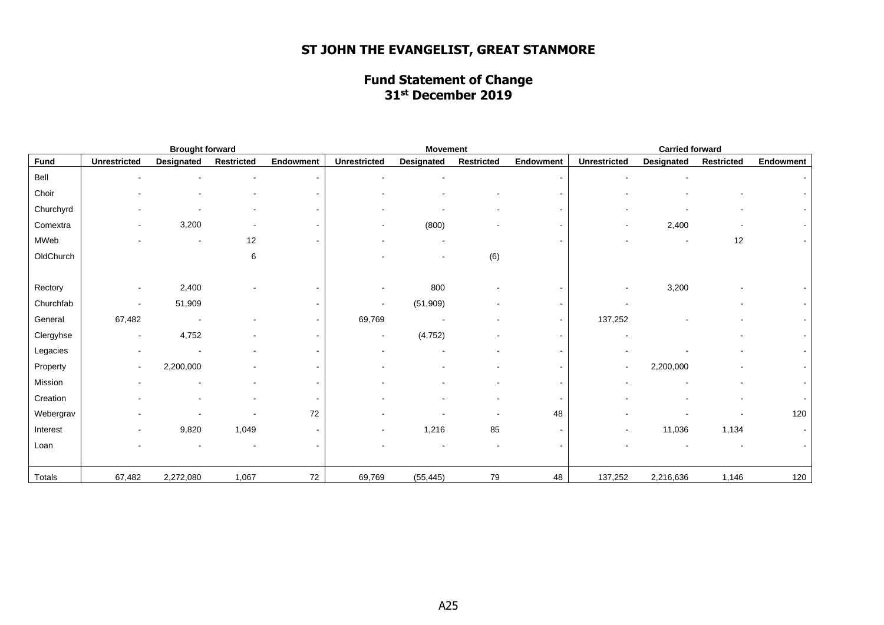# ST JOHN THE EVANGELIST, GREAT STANMORE

## Fund Statement of Change
## 31st December 2019

| | Brought forward | | | | Movement | | | | Carried forward | | | |
|---|---|---|---|---|---|---|---|---|---|---|---|---|
| Fund | Unrestricted | Designated | Restricted | Endowment | Unrestricted | Designated | Restricted | Endowment | Unrestricted | Designated | Restricted | Endowment |
| Bell | - | - | - | - | - | - | | - | - | - | | - |
| Choir | - | - | - | - | - | - | - | - | - | - | - | - |
| Churchyrd | - | - | - | - | - | - | - | - | - | - | - | - |
| Comextra | - | 3,200 | - | - | - | (800) | - | - | - | 2,400 | - | - |
| MWeb | - | - | 12 | - | - | - | | - | - | - | 12 | - |
| OldChurch | | | 6 | | - | - | (6) | | | | | |
| Rectory | - | 2,400 | - | - | - | 800 | - | - | - | 3,200 | - | - |
| Churchfab | - | 51,909 | | - | - | (51,909) | - | - | - | | - | - |
| General | 67,482 | - | - | - | 69,769 | - | - | - | 137,252 | - | - | - |
| Clergyhse | - | 4,752 | - | - | - | (4,752) | - | - | - | | - | - |
| Legacies | - | - | - | - | - | - | - | - | - | - | - | - |
| Property | - | 2,200,000 | - | - | - | - | - | - | - | 2,200,000 | - | - |
| Mission | - | - | - | - | - | - | - | - | - | - | - | - |
| Creation | - | - | - | - | - | - | - | - | - | - | - | - |
| Webergrav | - | - | - | 72 | - | - | - | 48 | - | - | - | 120 |
| Interest | - | 9,820 | 1,049 | - | - | 1,216 | 85 | - | - | 11,036 | 1,134 | - |
| Loan | - | - | - | - | - | - | - | - | - | - | - | - |
| Totals | 67,482 | 2,272,080 | 1,067 | 72 | 69,769 | (55,445) | 79 | 48 | 137,252 | 2,216,636 | 1,146 | 120 |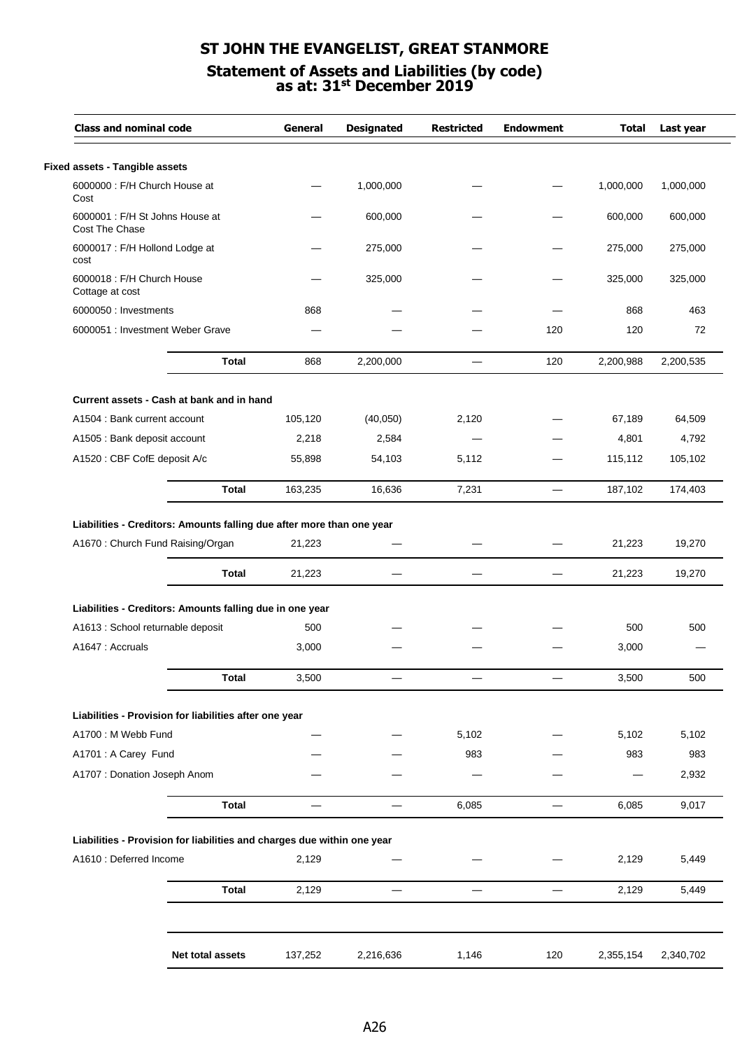# ST JOHN THE EVANGELIST, GREAT STANMORE

## Statement of Assets and Liabilities (by code) as at: 31st December 2019

| Class and nominal code | General | Designated | Restricted | Endowment | Total | Last year |
|---|---|---|---|---|---|---|
| **Fixed assets - Tangible assets** | | | | | | |
| 6000000 : F/H Church House at Cost | — | 1,000,000 | — | — | 1,000,000 | 1,000,000 |
| 6000001 : F/H St Johns House at Cost The Chase | — | 600,000 | — | — | 600,000 | 600,000 |
| 6000017 : F/H Hollond Lodge at cost | — | 275,000 | — | — | 275,000 | 275,000 |
| 6000018 : F/H Church House Cottage at cost | — | 325,000 | — | — | 325,000 | 325,000 |
| 6000050 : Investments | 868 | — | — | — | 868 | 463 |
| 6000051 : Investment Weber Grave | — | — | — | 120 | 120 | 72 |
| **Total** | 868 | 2,200,000 | — | 120 | 2,200,988 | 2,200,535 |
| **Current assets - Cash at bank and in hand** | | | | | | |
| A1504 : Bank current account | 105,120 | (40,050) | 2,120 | — | 67,189 | 64,509 |
| A1505 : Bank deposit account | 2,218 | 2,584 | — | — | 4,801 | 4,792 |
| A1520 : CBF CofE deposit A/c | 55,898 | 54,103 | 5,112 | — | 115,112 | 105,102 |
| **Total** | 163,235 | 16,636 | 7,231 | — | 187,102 | 174,403 |
| **Liabilities - Creditors: Amounts falling due after more than one year** | | | | | | |
| A1670 : Church Fund Raising/Organ | 21,223 | — | — | — | 21,223 | 19,270 |
| **Total** | 21,223 | — | — | — | 21,223 | 19,270 |
| **Liabilities - Creditors: Amounts falling due in one year** | | | | | | |
| A1613 : School returnable deposit | 500 | — | — | — | 500 | 500 |
| A1647 : Accruals | 3,000 | — | — | — | 3,000 | — |
| **Total** | 3,500 | — | — | — | 3,500 | 500 |
| **Liabilities - Provision for liabilities after one year** | | | | | | |
| A1700 : M Webb Fund | — | — | 5,102 | — | 5,102 | 5,102 |
| A1701 : A Carey Fund | — | — | 983 | — | 983 | 983 |
| A1707 : Donation Joseph Anom | — | — | — | — | — | 2,932 |
| **Total** | — | — | 6,085 | — | 6,085 | 9,017 |
| **Liabilities - Provision for liabilities and charges due within one year** | | | | | | |
| A1610 : Deferred Income | 2,129 | — | — | — | 2,129 | 5,449 |
| **Total** | 2,129 | — | — | — | 2,129 | 5,449 |
| **Net total assets** | 137,252 | 2,216,636 | 1,146 | 120 | 2,355,154 | 2,340,702 |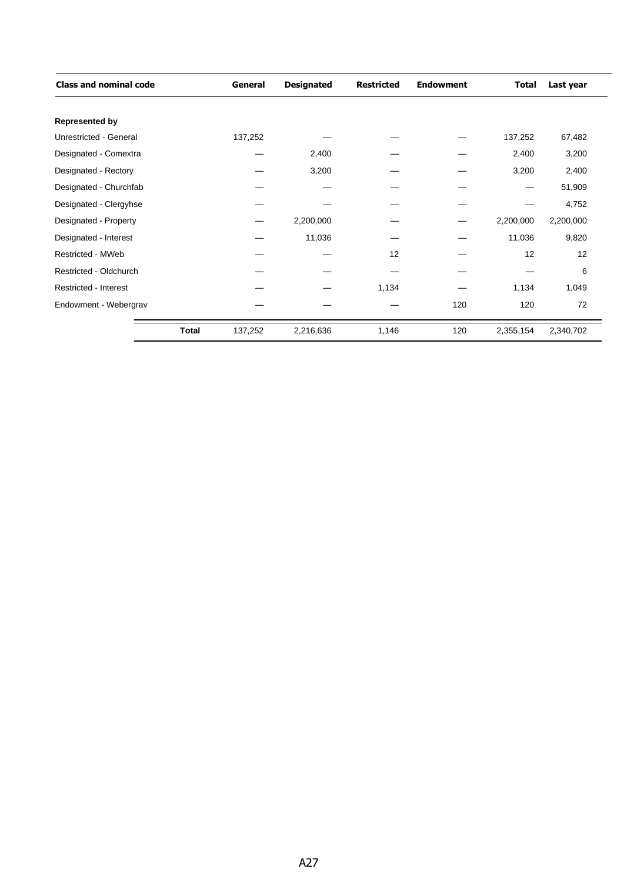| Class and nominal code | General | Designated | Restricted | Endowment | Total | Last year |
|---|---|---|---|---|---|---|
| **Represented by** | | | | | | |
| Unrestricted - General | 137,252 | — | — | — | 137,252 | 67,482 |
| Designated - Comextra | — | 2,400 | — | — | 2,400 | 3,200 |
| Designated - Rectory | — | 3,200 | — | — | 3,200 | 2,400 |
| Designated - Churchfab | — | — | — | — | — | 51,909 |
| Designated - Clergyhse | — | — | — | — | — | 4,752 |
| Designated - Property | — | 2,200,000 | — | — | 2,200,000 | 2,200,000 |
| Designated - Interest | — | 11,036 | — | — | 11,036 | 9,820 |
| Restricted - MWeb | — | — | 12 | — | 12 | 12 |
| Restricted - Oldchurch | — | — | — | — | — | 6 |
| Restricted - Interest | — | — | 1,134 | — | 1,134 | 1,049 |
| Endowment - Webergrav | — | — | — | 120 | 120 | 72 |
| **Total** | 137,252 | 2,216,636 | 1,146 | 120 | 2,355,154 | 2,340,702 |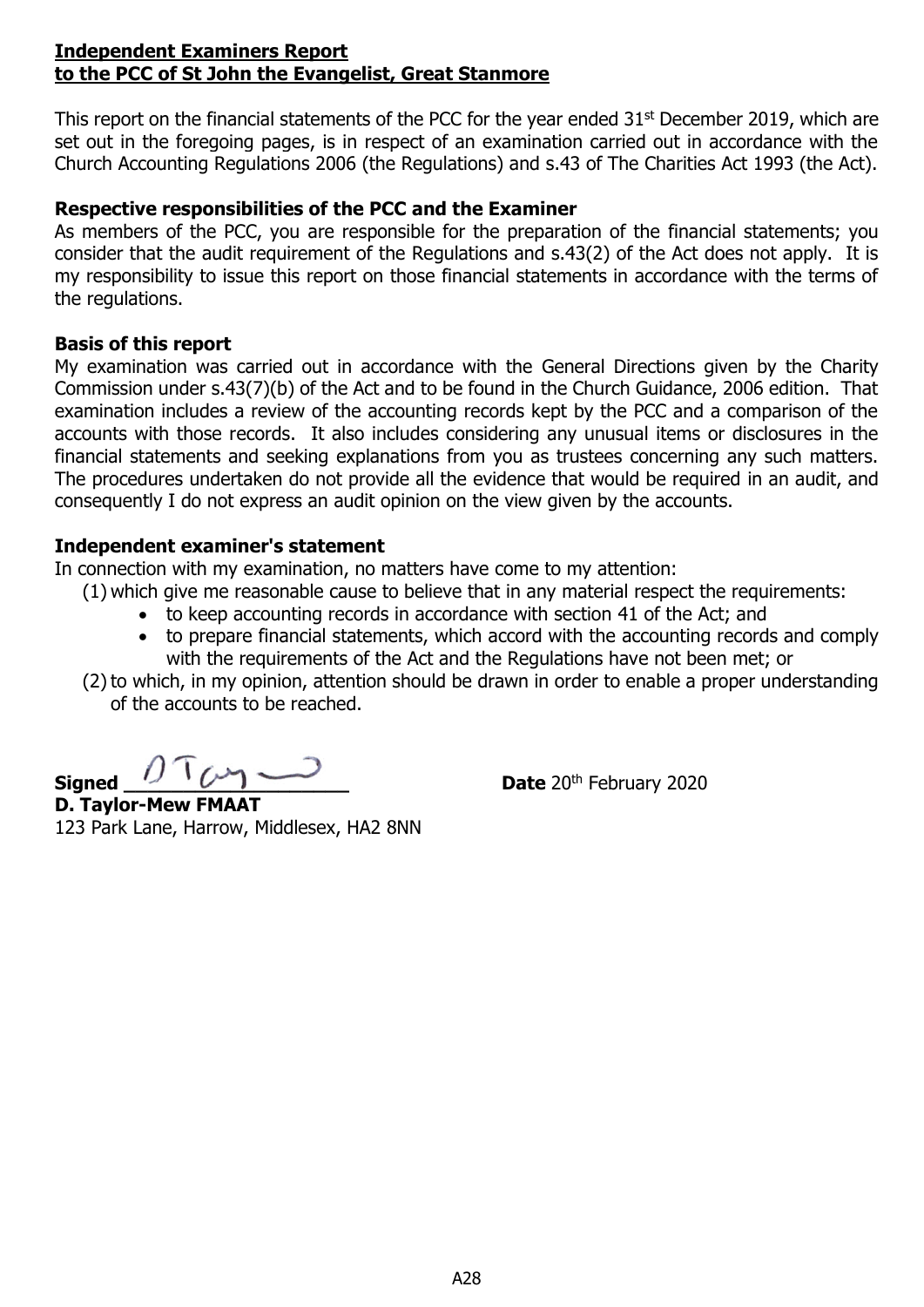**Independent Examiners Report**
**to the PCC of St John the Evangelist, Great Stanmore**

This report on the financial statements of the PCC for the year ended 31st December 2019, which are set out in the foregoing pages, is in respect of an examination carried out in accordance with the Church Accounting Regulations 2006 (the Regulations) and s.43 of The Charities Act 1993 (the Act).

**Respective responsibilities of the PCC and the Examiner**

As members of the PCC, you are responsible for the preparation of the financial statements; you consider that the audit requirement of the Regulations and s.43(2) of the Act does not apply. It is my responsibility to issue this report on those financial statements in accordance with the terms of the regulations.

**Basis of this report**

My examination was carried out in accordance with the General Directions given by the Charity Commission under s.43(7)(b) of the Act and to be found in the Church Guidance, 2006 edition. That examination includes a review of the accounting records kept by the PCC and a comparison of the accounts with those records. It also includes considering any unusual items or disclosures in the financial statements and seeking explanations from you as trustees concerning any such matters. The procedures undertaken do not provide all the evidence that would be required in an audit, and consequently I do not express an audit opinion on the view given by the accounts.

**Independent examiner's statement**

In connection with my examination, no matters have come to my attention:

(1) which give me reasonable cause to believe that in any material respect the requirements:
- to keep accounting records in accordance with section 41 of the Act; and
- to prepare financial statements, which accord with the accounting records and comply with the requirements of the Act and the Regulations have not been met; or

(2) to which, in my opinion, attention should be drawn in order to enable a proper understanding of the accounts to be reached.

**Signed** ____________________ **Date** 20th February 2020

**D. Taylor-Mew FMAAT**
123 Park Lane, Harrow, Middlesex, HA2 8NN